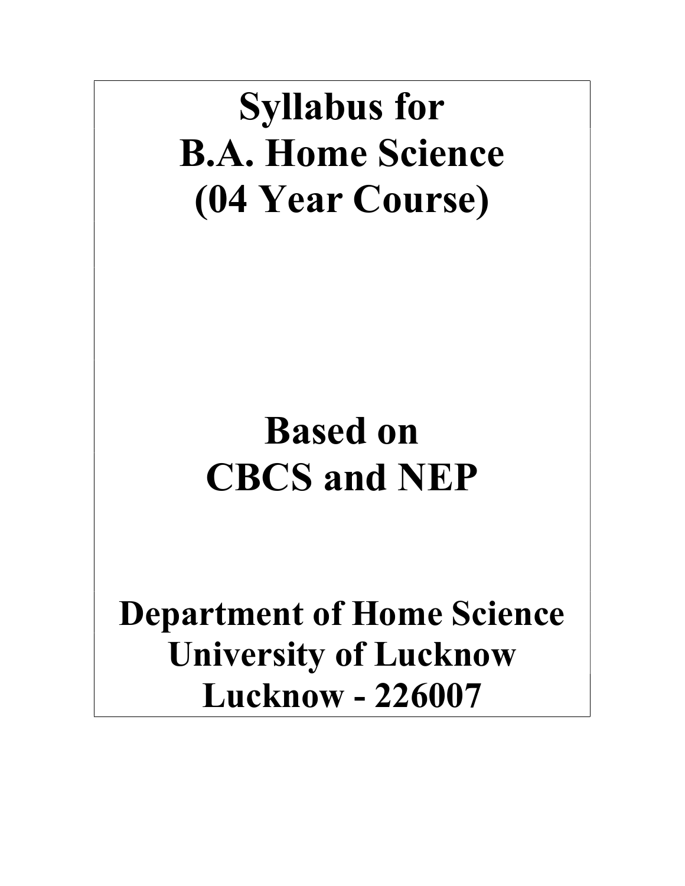# Syllabus for B.A. Home Science (04 Year Course)

## Based on CBCS and NEP

## Department of Home Science
## University of Lucknow
## Lucknow - 226007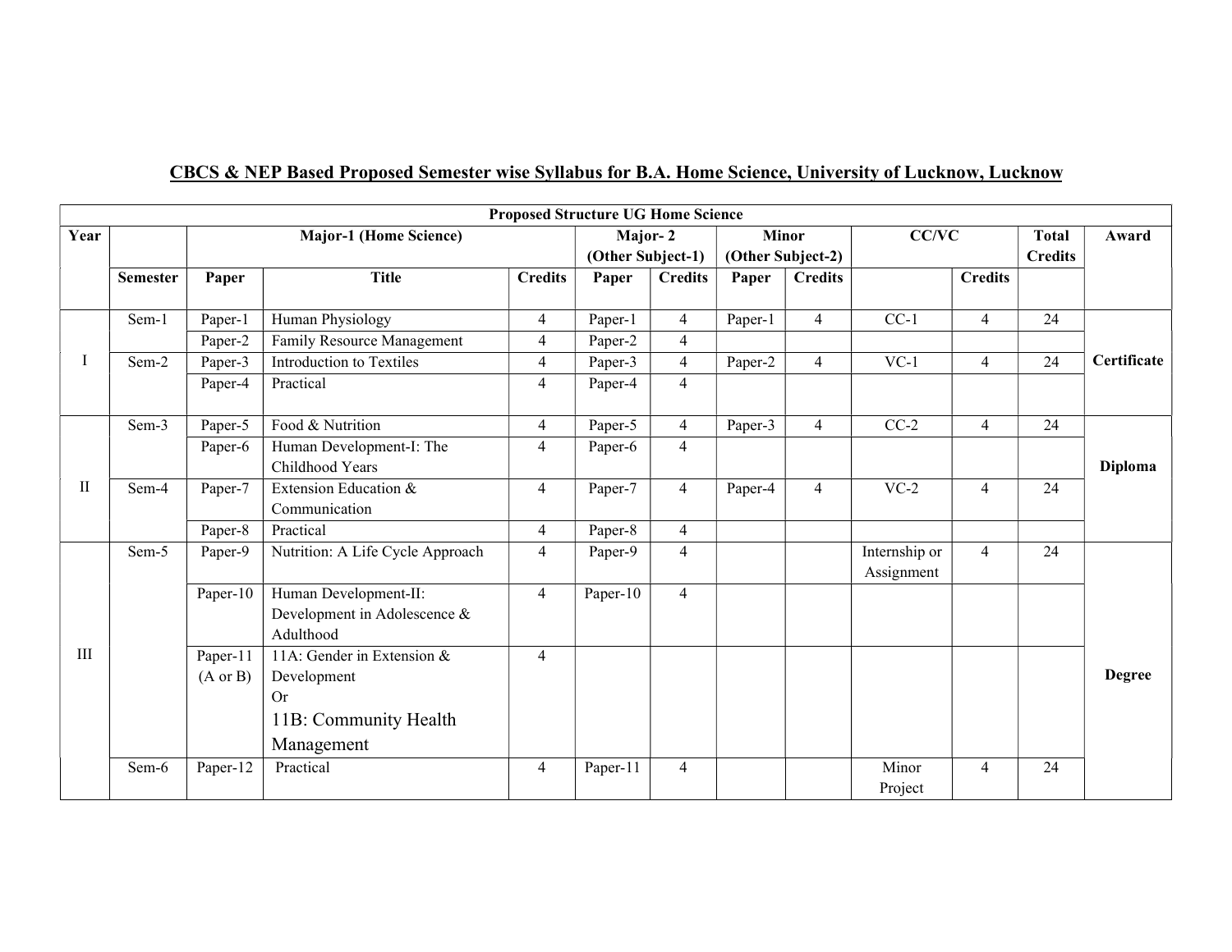## CBCS & NEP Based Proposed Semester wise Syllabus for B.A. Home Science, University of Lucknow, Lucknow

**Proposed Structure UG Home Science**

| Year | | Major-1 (Home Science) | | | Major- 2 (Other Subject-1) | | Minor (Other Subject-2) | | CC/VC | | Total Credits | Award |
|---|---|---|---|---|---|---|---|---|---|---|---|---|
| | Semester | Paper | Title | Credits | Paper | Credits | Paper | Credits | | Credits | | |
| I | Sem-1 | Paper-1 | Human Physiology | 4 | Paper-1 | 4 | Paper-1 | 4 | CC-1 | 4 | 24 | Certificate |
| | | Paper-2 | Family Resource Management | 4 | Paper-2 | 4 | | | | | | |
| | Sem-2 | Paper-3 | Introduction to Textiles | 4 | Paper-3 | 4 | Paper-2 | 4 | VC-1 | 4 | 24 | |
| | | Paper-4 | Practical | 4 | Paper-4 | 4 | | | | | | |
| II | Sem-3 | Paper-5 | Food & Nutrition | 4 | Paper-5 | 4 | Paper-3 | 4 | CC-2 | 4 | 24 | Diploma |
| | | Paper-6 | Human Development-I: The Childhood Years | 4 | Paper-6 | 4 | | | | | | |
| | Sem-4 | Paper-7 | Extension Education & Communication | 4 | Paper-7 | 4 | Paper-4 | 4 | VC-2 | 4 | 24 | |
| | | Paper-8 | Practical | 4 | Paper-8 | 4 | | | | | | |
| III | Sem-5 | Paper-9 | Nutrition: A Life Cycle Approach | 4 | Paper-9 | 4 | | | Internship or Assignment | 4 | 24 | Degree |
| | | Paper-10 | Human Development-II: Development in Adolescence & Adulthood | 4 | Paper-10 | 4 | | | | | | |
| | | Paper-11 (A or B) | 11A: Gender in Extension & Development Or 11B: Community Health Management | 4 | | | | | | | | |
| | Sem-6 | Paper-12 | Practical | 4 | Paper-11 | 4 | | | Minor Project | 4 | 24 | |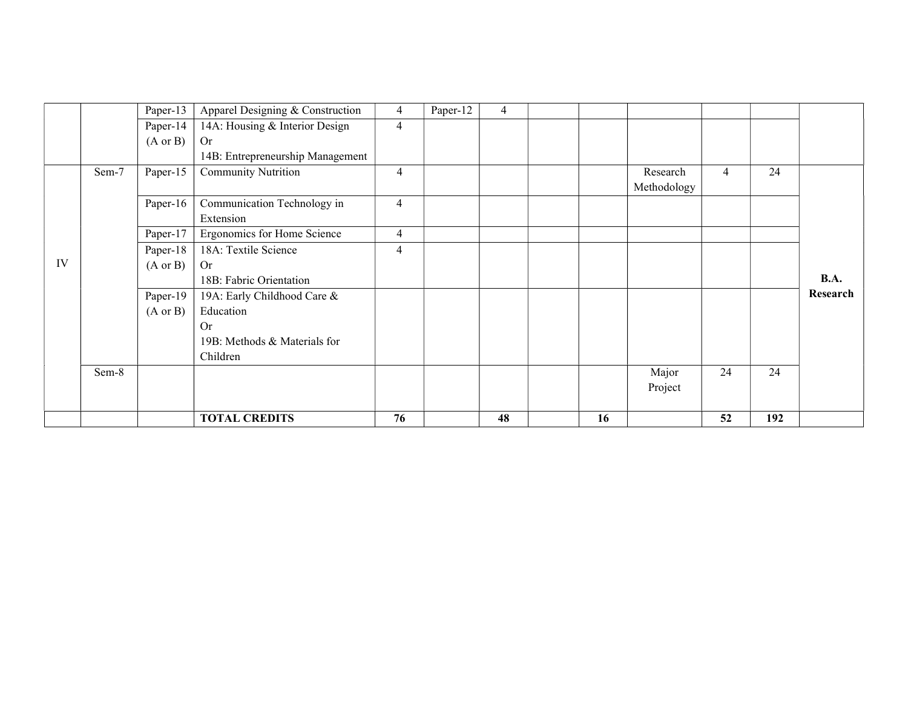| | | | | | | | | | | | | |
|---|---|---|---|---|---|---|---|---|---|---|---|---|
| | | Paper-13 | Apparel Designing & Construction | 4 | Paper-12 | 4 | | | | | | |
| | | Paper-14 (A or B) | 14A: Housing & Interior Design Or 14B: Entrepreneurship Management | 4 | | | | | | | | |
| IV | Sem-7 | Paper-15 | Community Nutrition | 4 | | | | | Research Methodology | 4 | 24 | **B.A. Research** |
| | | Paper-16 | Communication Technology in Extension | 4 | | | | | | | | |
| | | Paper-17 | Ergonomics for Home Science | 4 | | | | | | | | |
| | | Paper-18 (A or B) | 18A: Textile Science Or 18B: Fabric Orientation | 4 | | | | | | | | |
| | | Paper-19 (A or B) | 19A: Early Childhood Care & Education Or 19B: Methods & Materials for Children | | | | | | | | | |
| | Sem-8 | | | | | | | | Major Project | 24 | 24 | |
| | | | **TOTAL CREDITS** | **76** | | **48** | | **16** | | **52** | **192** | |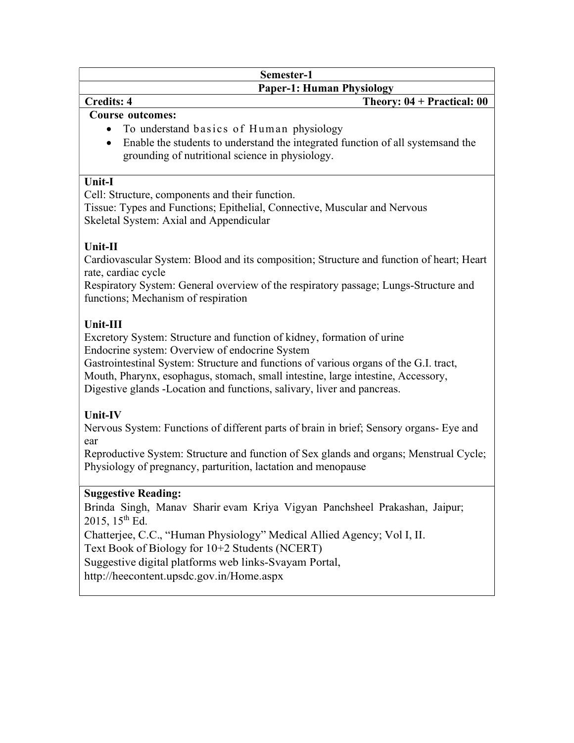## Semester-1

### Paper-1: Human Physiology

**Credits: 4** **Theory: 04 + Practical: 00**

**Course outcomes:**

- To understand basics of Human physiology
- Enable the students to understand the integrated function of all systemsand the grounding of nutritional science in physiology.

**Unit-I**

Cell: Structure, components and their function.
Tissue: Types and Functions; Epithelial, Connective, Muscular and Nervous
Skeletal System: Axial and Appendicular

**Unit-II**

Cardiovascular System: Blood and its composition; Structure and function of heart; Heart rate, cardiac cycle
Respiratory System: General overview of the respiratory passage; Lungs-Structure and functions; Mechanism of respiration

**Unit-III**

Excretory System: Structure and function of kidney, formation of urine
Endocrine system: Overview of endocrine System
Gastrointestinal System: Structure and functions of various organs of the G.I. tract, Mouth, Pharynx, esophagus, stomach, small intestine, large intestine, Accessory, Digestive glands -Location and functions, salivary, liver and pancreas.

**Unit-IV**

Nervous System: Functions of different parts of brain in brief; Sensory organs- Eye and ear
Reproductive System: Structure and function of Sex glands and organs; Menstrual Cycle; Physiology of pregnancy, parturition, lactation and menopause

**Suggestive Reading:**

Brinda Singh, Manav Sharir evam Kriya Vigyan Panchsheel Prakashan, Jaipur; 2015, 15th Ed.
Chatterjee, C.C., "Human Physiology" Medical Allied Agency; Vol I, II.
Text Book of Biology for 10+2 Students (NCERT)
Suggestive digital platforms web links-Svayam Portal,
http://heecontent.upsdc.gov.in/Home.aspx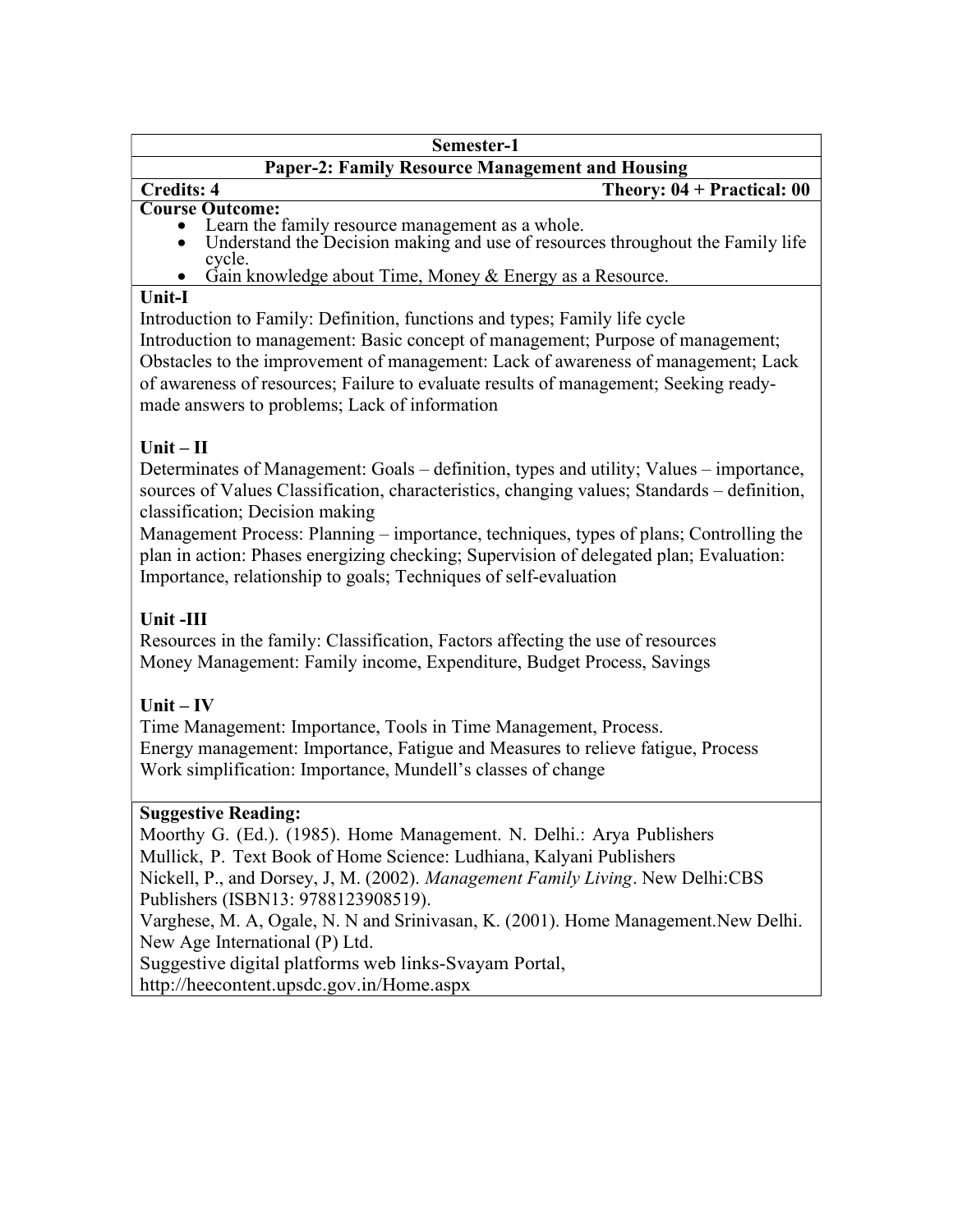**Semester-1**

**Paper-2: Family Resource Management and Housing**

**Credits: 4** **Theory: 04 + Practical: 00**

**Course Outcome:**

- Learn the family resource management as a whole.
- Understand the Decision making and use of resources throughout the Family life cycle.
- Gain knowledge about Time, Money & Energy as a Resource.

**Unit-I**

Introduction to Family: Definition, functions and types; Family life cycle
Introduction to management: Basic concept of management; Purpose of management; Obstacles to the improvement of management: Lack of awareness of management; Lack of awareness of resources; Failure to evaluate results of management; Seeking ready-made answers to problems; Lack of information

**Unit – II**

Determinates of Management: Goals – definition, types and utility; Values – importance, sources of Values Classification, characteristics, changing values; Standards – definition, classification; Decision making
Management Process: Planning – importance, techniques, types of plans; Controlling the plan in action: Phases energizing checking; Supervision of delegated plan; Evaluation: Importance, relationship to goals; Techniques of self-evaluation

**Unit -III**

Resources in the family: Classification, Factors affecting the use of resources
Money Management: Family income, Expenditure, Budget Process, Savings

**Unit – IV**

Time Management: Importance, Tools in Time Management, Process.
Energy management: Importance, Fatigue and Measures to relieve fatigue, Process
Work simplification: Importance, Mundell's classes of change

**Suggestive Reading:**

Moorthy G. (Ed.). (1985). Home Management. N. Delhi.: Arya Publishers
Mullick, P. Text Book of Home Science: Ludhiana, Kalyani Publishers
Nickell, P., and Dorsey, J, M. (2002). *Management Family Living*. New Delhi:CBS Publishers (ISBN13: 9788123908519).
Varghese, M. A, Ogale, N. N and Srinivasan, K. (2001). Home Management.New Delhi. New Age International (P) Ltd.
Suggestive digital platforms web links-Svayam Portal,
http://heecontent.upsdc.gov.in/Home.aspx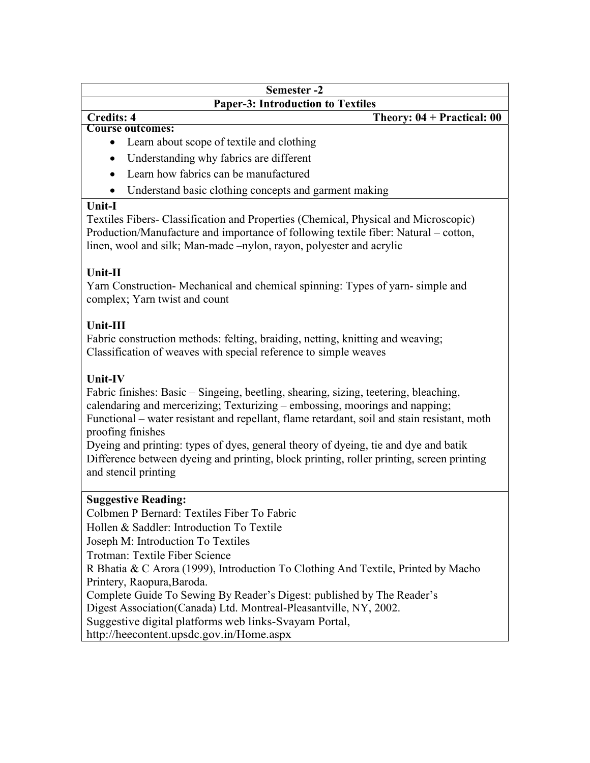**Semester -2**

**Paper-3: Introduction to Textiles**

**Credits: 4** | **Theory: 04 + Practical: 00**

**Course outcomes:**

- Learn about scope of textile and clothing
- Understanding why fabrics are different
- Learn how fabrics can be manufactured
- Understand basic clothing concepts and garment making

**Unit-I**

Textiles Fibers- Classification and Properties (Chemical, Physical and Microscopic) Production/Manufacture and importance of following textile fiber: Natural – cotton, linen, wool and silk; Man-made –nylon, rayon, polyester and acrylic

**Unit-II**

Yarn Construction- Mechanical and chemical spinning: Types of yarn- simple and complex; Yarn twist and count

**Unit-III**

Fabric construction methods: felting, braiding, netting, knitting and weaving; Classification of weaves with special reference to simple weaves

**Unit-IV**

Fabric finishes: Basic – Singeing, beetling, shearing, sizing, teetering, bleaching, calendaring and mercerizing; Texturizing – embossing, moorings and napping; Functional – water resistant and repellant, flame retardant, soil and stain resistant, moth proofing finishes

Dyeing and printing: types of dyes, general theory of dyeing, tie and dye and batik

Difference between dyeing and printing, block printing, roller printing, screen printing and stencil printing

**Suggestive Reading:**

Colbmen P Bernard: Textiles Fiber To Fabric

Hollen & Saddler: Introduction To Textile

Joseph M: Introduction To Textiles

Trotman: Textile Fiber Science

R Bhatia & C Arora (1999), Introduction To Clothing And Textile, Printed by Macho Printery, Raopura,Baroda.

Complete Guide To Sewing By Reader's Digest: published by The Reader's Digest Association(Canada) Ltd. Montreal-Pleasantville, NY, 2002.

Suggestive digital platforms web links-Svayam Portal,

http://heecontent.upsdc.gov.in/Home.aspx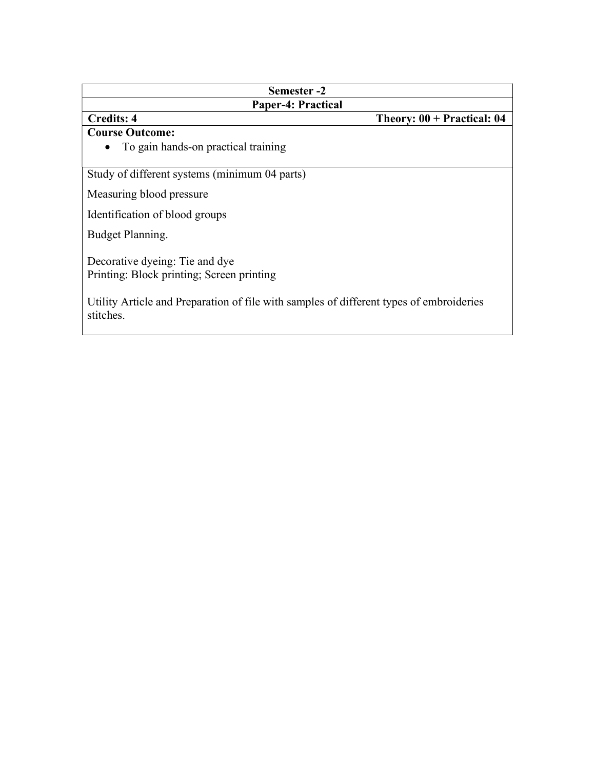**Semester -2**

**Paper-4: Practical**

**Credits: 4** **Theory: 00 + Practical: 04**

**Course Outcome:**

- To gain hands-on practical training

Study of different systems (minimum 04 parts)

Measuring blood pressure

Identification of blood groups

Budget Planning.

Decorative dyeing: Tie and dye
Printing: Block printing; Screen printing

Utility Article and Preparation of file with samples of different types of embroideries stitches.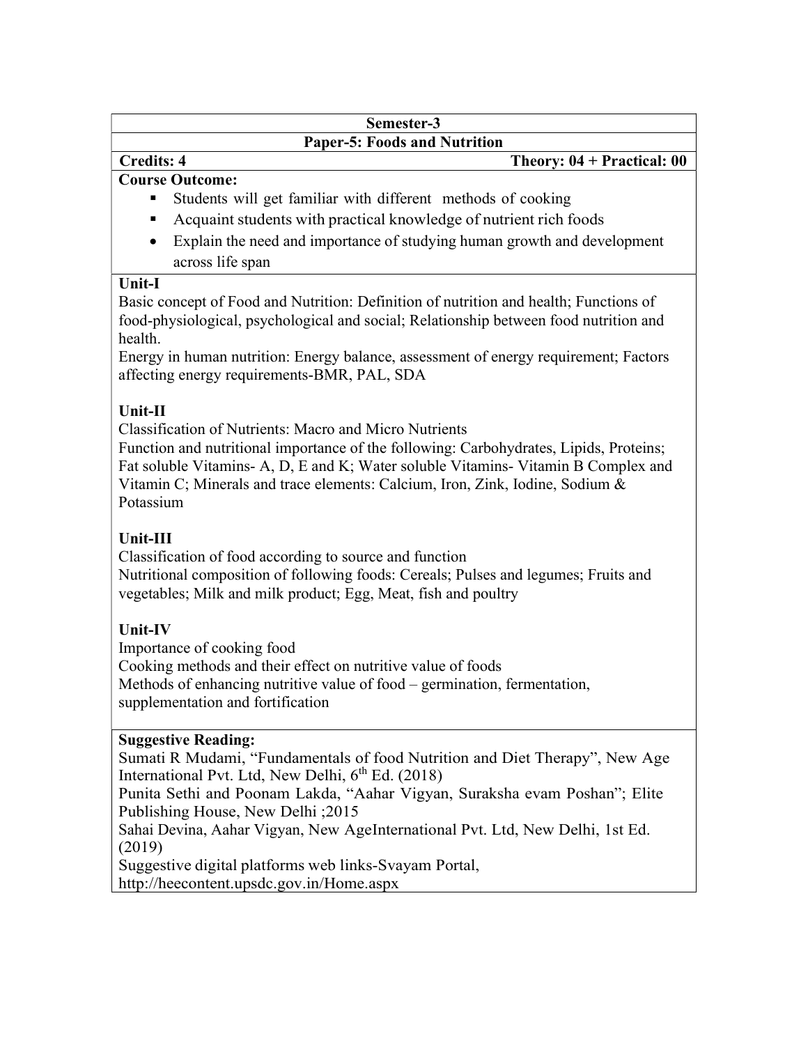**Semester-3**

**Paper-5: Foods and Nutrition**

**Credits: 4** **Theory: 04 + Practical: 00**

**Course Outcome:**

- Students will get familiar with different methods of cooking
- Acquaint students with practical knowledge of nutrient rich foods
- Explain the need and importance of studying human growth and development across life span

**Unit-I**

Basic concept of Food and Nutrition: Definition of nutrition and health; Functions of food-physiological, psychological and social; Relationship between food nutrition and health.

Energy in human nutrition: Energy balance, assessment of energy requirement; Factors affecting energy requirements-BMR, PAL, SDA

**Unit-II**

Classification of Nutrients: Macro and Micro Nutrients

Function and nutritional importance of the following: Carbohydrates, Lipids, Proteins; Fat soluble Vitamins- A, D, E and K; Water soluble Vitamins- Vitamin B Complex and Vitamin C; Minerals and trace elements: Calcium, Iron, Zink, Iodine, Sodium & Potassium

**Unit-III**

Classification of food according to source and function

Nutritional composition of following foods: Cereals; Pulses and legumes; Fruits and vegetables; Milk and milk product; Egg, Meat, fish and poultry

**Unit-IV**

Importance of cooking food

Cooking methods and their effect on nutritive value of foods

Methods of enhancing nutritive value of food – germination, fermentation, supplementation and fortification

**Suggestive Reading:**

Sumati R Mudami, "Fundamentals of food Nutrition and Diet Therapy", New Age International Pvt. Ltd, New Delhi, 6th Ed. (2018)

Punita Sethi and Poonam Lakda, "Aahar Vigyan, Suraksha evam Poshan"; Elite Publishing House, New Delhi ;2015

Sahai Devina, Aahar Vigyan, New AgeInternational Pvt. Ltd, New Delhi, 1st Ed. (2019)

Suggestive digital platforms web links-Svayam Portal, http://heecontent.upsdc.gov.in/Home.aspx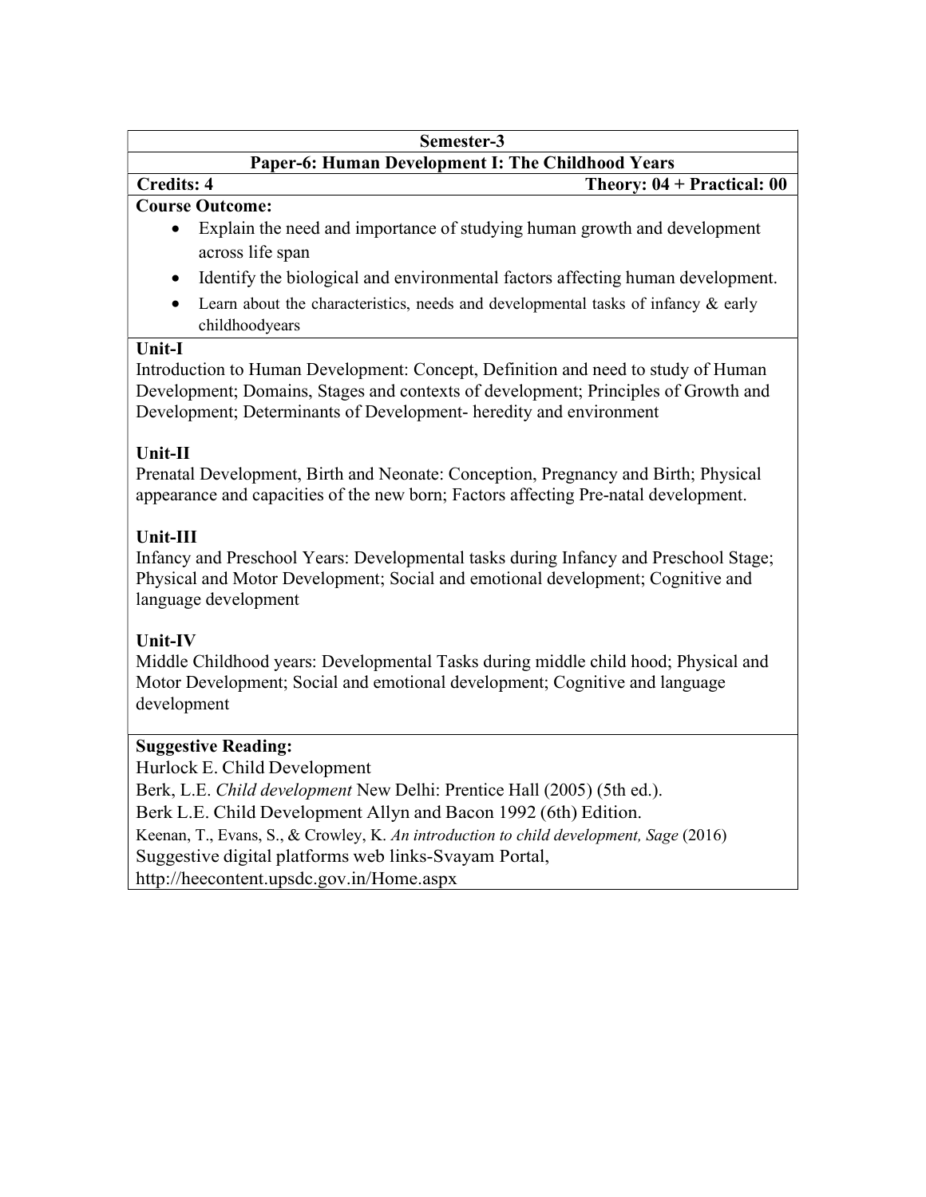## Semester-3

## Paper-6: Human Development I: The Childhood Years

**Credits: 4** **Theory: 04 + Practical: 00**

**Course Outcome:**

- Explain the need and importance of studying human growth and development across life span
- Identify the biological and environmental factors affecting human development.
- Learn about the characteristics, needs and developmental tasks of infancy & early childhoodyears

**Unit-I**

Introduction to Human Development: Concept, Definition and need to study of Human Development; Domains, Stages and contexts of development; Principles of Growth and Development; Determinants of Development- heredity and environment

**Unit-II**

Prenatal Development, Birth and Neonate: Conception, Pregnancy and Birth; Physical appearance and capacities of the new born; Factors affecting Pre-natal development.

**Unit-III**

Infancy and Preschool Years: Developmental tasks during Infancy and Preschool Stage; Physical and Motor Development; Social and emotional development; Cognitive and language development

**Unit-IV**

Middle Childhood years: Developmental Tasks during middle child hood; Physical and Motor Development; Social and emotional development; Cognitive and language development

**Suggestive Reading:**

Hurlock E. Child Development

Berk, L.E. *Child development* New Delhi: Prentice Hall (2005) (5th ed.).

Berk L.E. Child Development Allyn and Bacon 1992 (6th) Edition.

Keenan, T., Evans, S., & Crowley, K. *An introduction to child development, Sage* (2016)

Suggestive digital platforms web links-Svayam Portal,

http://heecontent.upsdc.gov.in/Home.aspx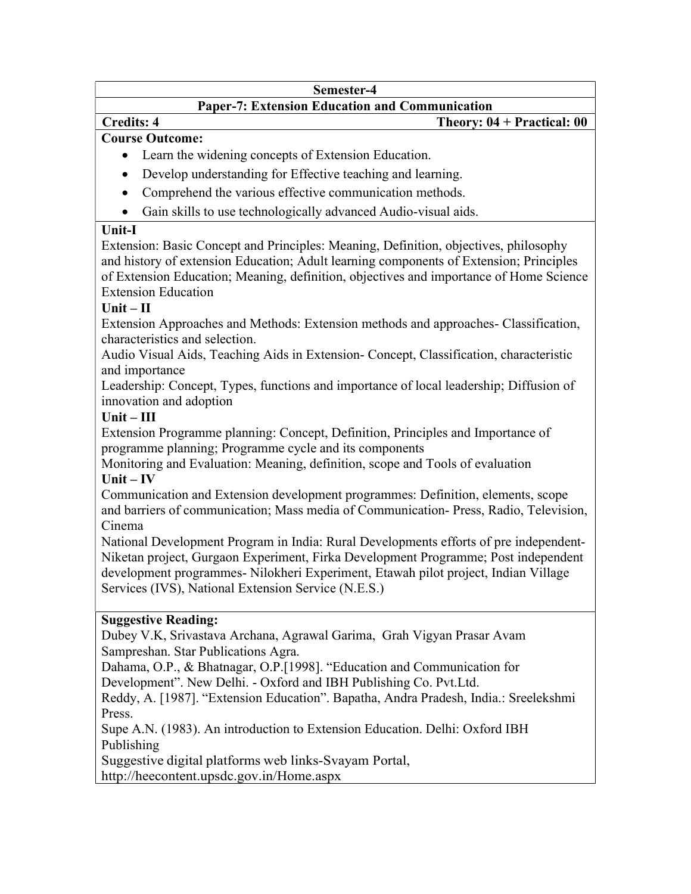## Semester-4

### Paper-7: Extension Education and Communication

**Credits: 4** **Theory: 04 + Practical: 00**

**Course Outcome:**

- Learn the widening concepts of Extension Education.
- Develop understanding for Effective teaching and learning.
- Comprehend the various effective communication methods.
- Gain skills to use technologically advanced Audio-visual aids.

**Unit-I**

Extension: Basic Concept and Principles: Meaning, Definition, objectives, philosophy and history of extension Education; Adult learning components of Extension; Principles of Extension Education; Meaning, definition, objectives and importance of Home Science Extension Education

**Unit – II**

Extension Approaches and Methods: Extension methods and approaches- Classification, characteristics and selection.

Audio Visual Aids, Teaching Aids in Extension- Concept, Classification, characteristic and importance

Leadership: Concept, Types, functions and importance of local leadership; Diffusion of innovation and adoption

**Unit – III**

Extension Programme planning: Concept, Definition, Principles and Importance of programme planning; Programme cycle and its components

Monitoring and Evaluation: Meaning, definition, scope and Tools of evaluation

**Unit – IV**

Communication and Extension development programmes: Definition, elements, scope and barriers of communication; Mass media of Communication- Press, Radio, Television, Cinema

National Development Program in India: Rural Developments efforts of pre independent- Niketan project, Gurgaon Experiment, Firka Development Programme; Post independent development programmes- Nilokheri Experiment, Etawah pilot project, Indian Village Services (IVS), National Extension Service (N.E.S.)

**Suggestive Reading:**

Dubey V.K, Srivastava Archana, Agrawal Garima, Grah Vigyan Prasar Avam Sampreshan. Star Publications Agra.

Dahama, O.P., & Bhatnagar, O.P.[1998]. "Education and Communication for Development". New Delhi. - Oxford and IBH Publishing Co. Pvt.Ltd.

Reddy, A. [1987]. "Extension Education". Bapatha, Andra Pradesh, India.: Sreelekshmi Press.

Supe A.N. (1983). An introduction to Extension Education. Delhi: Oxford IBH Publishing

Suggestive digital platforms web links-Svayam Portal, http://heecontent.upsdc.gov.in/Home.aspx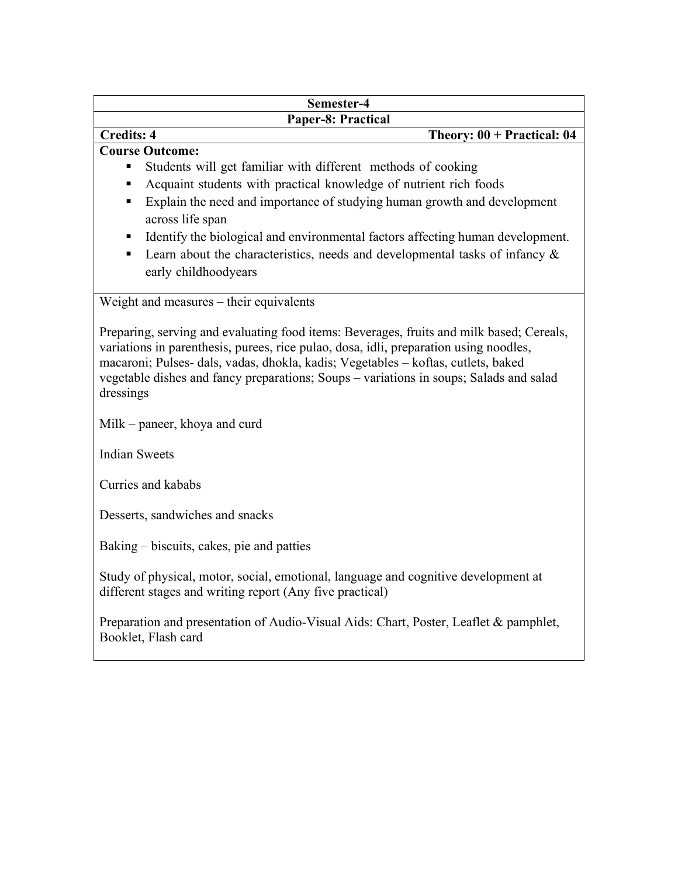**Semester-4**

**Paper-8: Practical**

**Credits: 4** **Theory: 00 + Practical: 04**

**Course Outcome:**

- Students will get familiar with different methods of cooking
- Acquaint students with practical knowledge of nutrient rich foods
- Explain the need and importance of studying human growth and development across life span
- Identify the biological and environmental factors affecting human development.
- Learn about the characteristics, needs and developmental tasks of infancy & early childhoodyears

Weight and measures – their equivalents

Preparing, serving and evaluating food items: Beverages, fruits and milk based; Cereals, variations in parenthesis, purees, rice pulao, dosa, idli, preparation using noodles, macaroni; Pulses- dals, vadas, dhokla, kadis; Vegetables – koftas, cutlets, baked vegetable dishes and fancy preparations; Soups – variations in soups; Salads and salad dressings

Milk – paneer, khoya and curd

Indian Sweets

Curries and kababs

Desserts, sandwiches and snacks

Baking – biscuits, cakes, pie and patties

Study of physical, motor, social, emotional, language and cognitive development at different stages and writing report (Any five practical)

Preparation and presentation of Audio-Visual Aids: Chart, Poster, Leaflet & pamphlet, Booklet, Flash card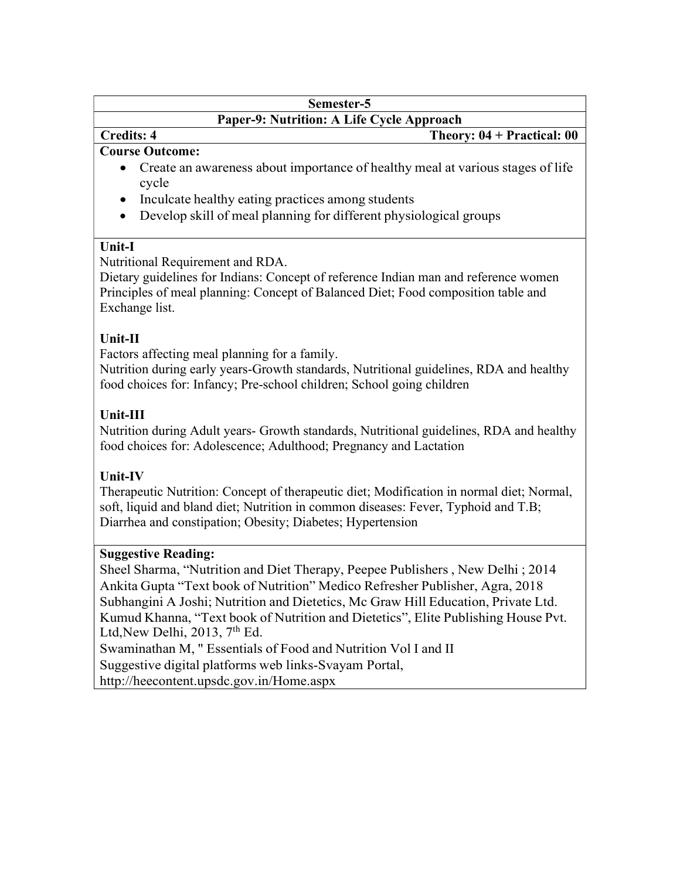## Semester-5

## Paper-9: Nutrition: A Life Cycle Approach

**Credits: 4** **Theory: 04 + Practical: 00**

**Course Outcome:**

- Create an awareness about importance of healthy meal at various stages of life cycle
- Inculcate healthy eating practices among students
- Develop skill of meal planning for different physiological groups

**Unit-I**

Nutritional Requirement and RDA.
Dietary guidelines for Indians: Concept of reference Indian man and reference women
Principles of meal planning: Concept of Balanced Diet; Food composition table and Exchange list.

**Unit-II**

Factors affecting meal planning for a family.
Nutrition during early years-Growth standards, Nutritional guidelines, RDA and healthy food choices for: Infancy; Pre-school children; School going children

**Unit-III**

Nutrition during Adult years- Growth standards, Nutritional guidelines, RDA and healthy food choices for: Adolescence; Adulthood; Pregnancy and Lactation

**Unit-IV**

Therapeutic Nutrition: Concept of therapeutic diet; Modification in normal diet; Normal, soft, liquid and bland diet; Nutrition in common diseases: Fever, Typhoid and T.B; Diarrhea and constipation; Obesity; Diabetes; Hypertension

**Suggestive Reading:**

Sheel Sharma, "Nutrition and Diet Therapy, Peepee Publishers , New Delhi ; 2014
Ankita Gupta "Text book of Nutrition" Medico Refresher Publisher, Agra, 2018
Subhangini A Joshi; Nutrition and Dietetics, Mc Graw Hill Education, Private Ltd.
Kumud Khanna, "Text book of Nutrition and Dietetics", Elite Publishing House Pvt. Ltd,New Delhi, 2013, 7th Ed.
Swaminathan M, " Essentials of Food and Nutrition Vol I and II
Suggestive digital platforms web links-Svayam Portal,
http://heecontent.upsdc.gov.in/Home.aspx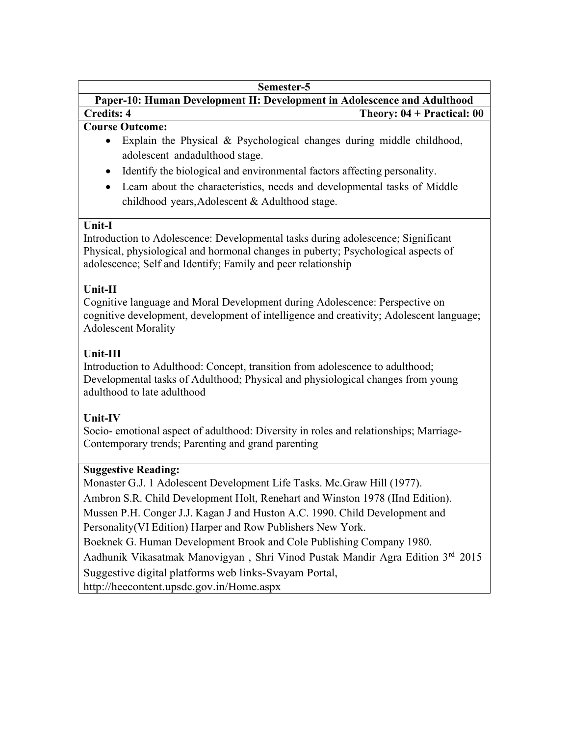**Semester-5**

**Paper-10: Human Development II: Development in Adolescence and Adulthood**

**Credits: 4** **Theory: 04 + Practical: 00**

**Course Outcome:**

- Explain the Physical & Psychological changes during middle childhood, adolescent andadulthood stage.
- Identify the biological and environmental factors affecting personality.
- Learn about the characteristics, needs and developmental tasks of Middle childhood years,Adolescent & Adulthood stage.

**Unit-I**

Introduction to Adolescence: Developmental tasks during adolescence; Significant Physical, physiological and hormonal changes in puberty; Psychological aspects of adolescence; Self and Identify; Family and peer relationship

**Unit-II**

Cognitive language and Moral Development during Adolescence: Perspective on cognitive development, development of intelligence and creativity; Adolescent language; Adolescent Morality

**Unit-III**

Introduction to Adulthood: Concept, transition from adolescence to adulthood; Developmental tasks of Adulthood; Physical and physiological changes from young adulthood to late adulthood

**Unit-IV**

Socio- emotional aspect of adulthood: Diversity in roles and relationships; Marriage-Contemporary trends; Parenting and grand parenting

**Suggestive Reading:**

Monaster G.J. 1 Adolescent Development Life Tasks. Mc.Graw Hill (1977).

Ambron S.R. Child Development Holt, Renehart and Winston 1978 (IInd Edition).

Mussen P.H. Conger J.J. Kagan J and Huston A.C. 1990. Child Development and Personality(VI Edition) Harper and Row Publishers New York.

Boeknek G. Human Development Brook and Cole Publishing Company 1980.

Aadhunik Vikasatmak Manovigyan , Shri Vinod Pustak Mandir Agra Edition 3rd 2015

Suggestive digital platforms web links-Svayam Portal, http://heecontent.upsdc.gov.in/Home.aspx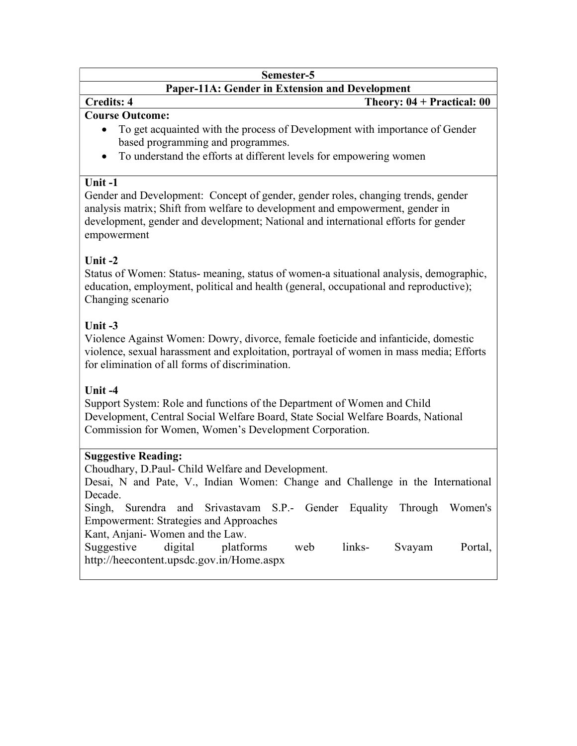**Semester-5**

**Paper-11A: Gender in Extension and Development**

**Credits: 4** **Theory: 04 + Practical: 00**

**Course Outcome:**

- To get acquainted with the process of Development with importance of Gender based programming and programmes.
- To understand the efforts at different levels for empowering women

**Unit -1**

Gender and Development: Concept of gender, gender roles, changing trends, gender analysis matrix; Shift from welfare to development and empowerment, gender in development, gender and development; National and international efforts for gender empowerment

**Unit -2**

Status of Women: Status- meaning, status of women-a situational analysis, demographic, education, employment, political and health (general, occupational and reproductive); Changing scenario

**Unit -3**

Violence Against Women: Dowry, divorce, female foeticide and infanticide, domestic violence, sexual harassment and exploitation, portrayal of women in mass media; Efforts for elimination of all forms of discrimination.

**Unit -4**

Support System: Role and functions of the Department of Women and Child Development, Central Social Welfare Board, State Social Welfare Boards, National Commission for Women, Women's Development Corporation.

**Suggestive Reading:**

Choudhary, D.Paul- Child Welfare and Development.

Desai, N and Pate, V., Indian Women: Change and Challenge in the International Decade.

Singh, Surendra and Srivastavam S.P.- Gender Equality Through Women's Empowerment: Strategies and Approaches

Kant, Anjani- Women and the Law.

Suggestive digital platforms web links- Svayam Portal, http://heecontent.upsdc.gov.in/Home.aspx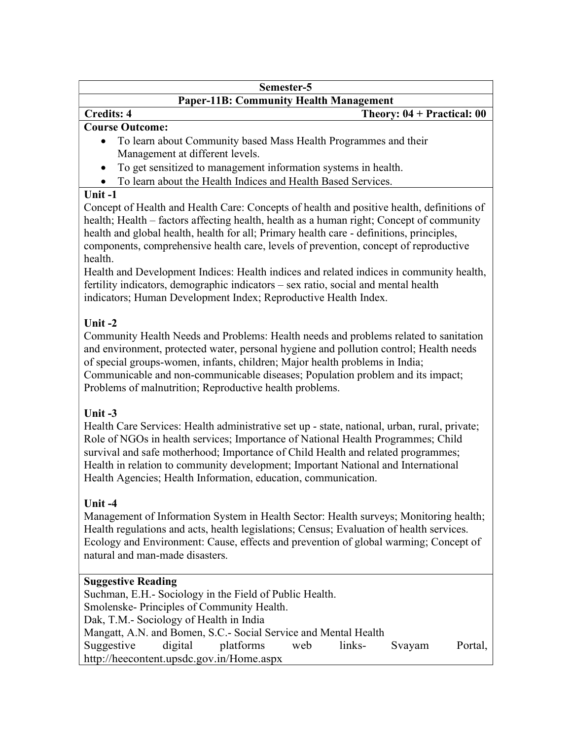## Semester-5

## Paper-11B: Community Health Management

**Credits: 4** **Theory: 04 + Practical: 00**

**Course Outcome:**

- To learn about Community based Mass Health Programmes and their Management at different levels.
- To get sensitized to management information systems in health.
- To learn about the Health Indices and Health Based Services.

### Unit -1

Concept of Health and Health Care: Concepts of health and positive health, definitions of health; Health – factors affecting health, health as a human right; Concept of community health and global health, health for all; Primary health care - definitions, principles, components, comprehensive health care, levels of prevention, concept of reproductive health.

Health and Development Indices: Health indices and related indices in community health, fertility indicators, demographic indicators – sex ratio, social and mental health indicators; Human Development Index; Reproductive Health Index.

### Unit -2

Community Health Needs and Problems: Health needs and problems related to sanitation and environment, protected water, personal hygiene and pollution control; Health needs of special groups-women, infants, children; Major health problems in India; Communicable and non-communicable diseases; Population problem and its impact; Problems of malnutrition; Reproductive health problems.

### Unit -3

Health Care Services: Health administrative set up - state, national, urban, rural, private; Role of NGOs in health services; Importance of National Health Programmes; Child survival and safe motherhood; Importance of Child Health and related programmes; Health in relation to community development; Important National and International Health Agencies; Health Information, education, communication.

### Unit -4

Management of Information System in Health Sector: Health surveys; Monitoring health; Health regulations and acts, health legislations; Census; Evaluation of health services. Ecology and Environment: Cause, effects and prevention of global warming; Concept of natural and man-made disasters.

### Suggestive Reading

Suchman, E.H.- Sociology in the Field of Public Health.
Smolenske- Principles of Community Health.
Dak, T.M.- Sociology of Health in India
Mangatt, A.N. and Bomen, S.C.- Social Service and Mental Health
Suggestive digital platforms web links- Svayam Portal, http://heecontent.upsdc.gov.in/Home.aspx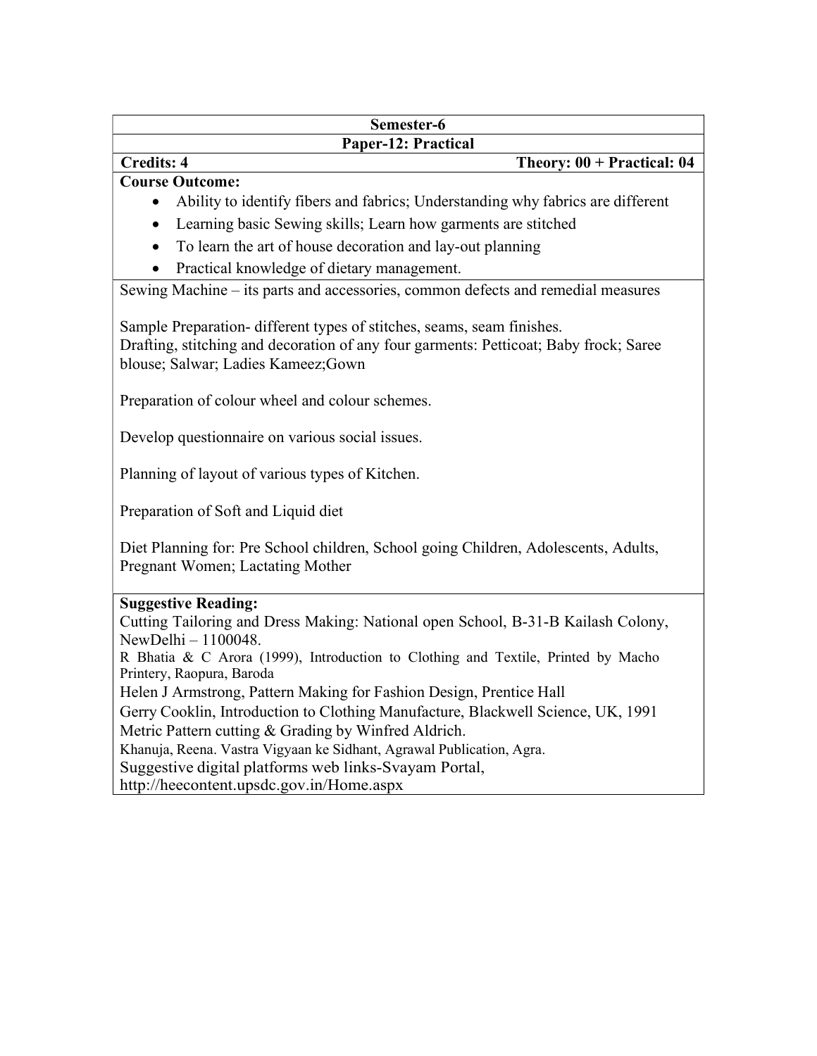**Semester-6**

**Paper-12: Practical**

**Credits: 4** **Theory: 00 + Practical: 04**

**Course Outcome:**

- Ability to identify fibers and fabrics; Understanding why fabrics are different
- Learning basic Sewing skills; Learn how garments are stitched
- To learn the art of house decoration and lay-out planning
- Practical knowledge of dietary management.

Sewing Machine – its parts and accessories, common defects and remedial measures

Sample Preparation- different types of stitches, seams, seam finishes.
Drafting, stitching and decoration of any four garments: Petticoat; Baby frock; Saree blouse; Salwar; Ladies Kameez;Gown

Preparation of colour wheel and colour schemes.

Develop questionnaire on various social issues.

Planning of layout of various types of Kitchen.

Preparation of Soft and Liquid diet

Diet Planning for: Pre School children, School going Children, Adolescents, Adults, Pregnant Women; Lactating Mother

**Suggestive Reading:**

Cutting Tailoring and Dress Making: National open School, B-31-B Kailash Colony, NewDelhi – 1100048.
R Bhatia & C Arora (1999), Introduction to Clothing and Textile, Printed by Macho Printery, Raopura, Baroda
Helen J Armstrong, Pattern Making for Fashion Design, Prentice Hall
Gerry Cooklin, Introduction to Clothing Manufacture, Blackwell Science, UK, 1991
Metric Pattern cutting & Grading by Winfred Aldrich.
Khanuja, Reena. Vastra Vigyaan ke Sidhant, Agrawal Publication, Agra.
Suggestive digital platforms web links-Svayam Portal,
http://heecontent.upsdc.gov.in/Home.aspx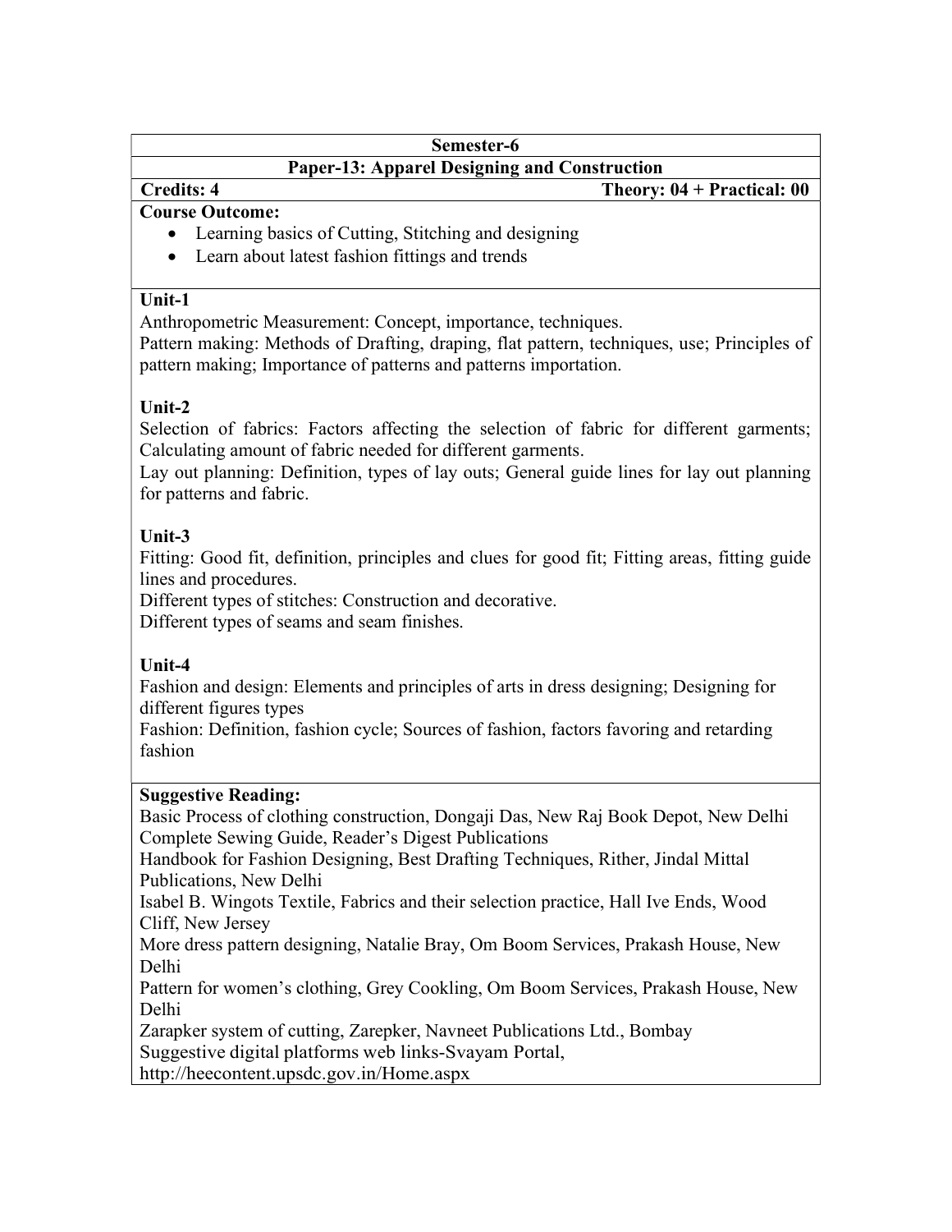**Semester-6**

**Paper-13: Apparel Designing and Construction**

**Credits: 4** **Theory: 04 + Practical: 00**

**Course Outcome:**

- Learning basics of Cutting, Stitching and designing
- Learn about latest fashion fittings and trends

**Unit-1**

Anthropometric Measurement: Concept, importance, techniques.

Pattern making: Methods of Drafting, draping, flat pattern, techniques, use; Principles of pattern making; Importance of patterns and patterns importation.

**Unit-2**

Selection of fabrics: Factors affecting the selection of fabric for different garments; Calculating amount of fabric needed for different garments.

Lay out planning: Definition, types of lay outs; General guide lines for lay out planning for patterns and fabric.

**Unit-3**

Fitting: Good fit, definition, principles and clues for good fit; Fitting areas, fitting guide lines and procedures.

Different types of stitches: Construction and decorative.

Different types of seams and seam finishes.

**Unit-4**

Fashion and design: Elements and principles of arts in dress designing; Designing for different figures types

Fashion: Definition, fashion cycle; Sources of fashion, factors favoring and retarding fashion

**Suggestive Reading:**

Basic Process of clothing construction, Dongaji Das, New Raj Book Depot, New Delhi

Complete Sewing Guide, Reader's Digest Publications

Handbook for Fashion Designing, Best Drafting Techniques, Rither, Jindal Mittal Publications, New Delhi

Isabel B. Wingots Textile, Fabrics and their selection practice, Hall Ive Ends, Wood Cliff, New Jersey

More dress pattern designing, Natalie Bray, Om Boom Services, Prakash House, New Delhi

Pattern for women's clothing, Grey Cookling, Om Boom Services, Prakash House, New Delhi

Zarapker system of cutting, Zarepker, Navneet Publications Ltd., Bombay

Suggestive digital platforms web links-Svayam Portal,

http://heecontent.upsdc.gov.in/Home.aspx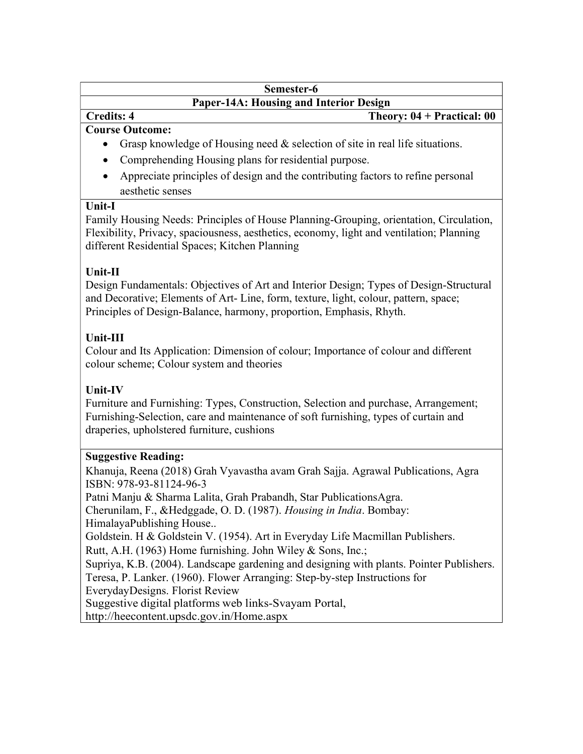**Semester-6**

**Paper-14A: Housing and Interior Design**

**Credits: 4** **Theory: 04 + Practical: 00**

**Course Outcome:**

- Grasp knowledge of Housing need & selection of site in real life situations.
- Comprehending Housing plans for residential purpose.
- Appreciate principles of design and the contributing factors to refine personal aesthetic senses

**Unit-I**

Family Housing Needs: Principles of House Planning-Grouping, orientation, Circulation, Flexibility, Privacy, spaciousness, aesthetics, economy, light and ventilation; Planning different Residential Spaces; Kitchen Planning

**Unit-II**

Design Fundamentals: Objectives of Art and Interior Design; Types of Design-Structural and Decorative; Elements of Art- Line, form, texture, light, colour, pattern, space; Principles of Design-Balance, harmony, proportion, Emphasis, Rhyth.

**Unit-III**

Colour and Its Application: Dimension of colour; Importance of colour and different colour scheme; Colour system and theories

**Unit-IV**

Furniture and Furnishing: Types, Construction, Selection and purchase, Arrangement; Furnishing-Selection, care and maintenance of soft furnishing, types of curtain and draperies, upholstered furniture, cushions

**Suggestive Reading:**

Khanuja, Reena (2018) Grah Vyavastha avam Grah Sajja. Agrawal Publications, Agra ISBN: 978-93-81124-96-3

Patni Manju & Sharma Lalita, Grah Prabandh, Star PublicationsAgra.

Cherunilam, F., &Hedggade, O. D. (1987). *Housing in India*. Bombay: HimalayaPublishing House..

Goldstein. H & Goldstein V. (1954). Art in Everyday Life Macmillan Publishers.

Rutt, A.H. (1963) Home furnishing. John Wiley & Sons, Inc.;

Supriya, K.B. (2004). Landscape gardening and designing with plants. Pointer Publishers.

Teresa, P. Lanker. (1960). Flower Arranging: Step-by-step Instructions for EverydayDesigns. Florist Review

Suggestive digital platforms web links-Svayam Portal, http://heecontent.upsdc.gov.in/Home.aspx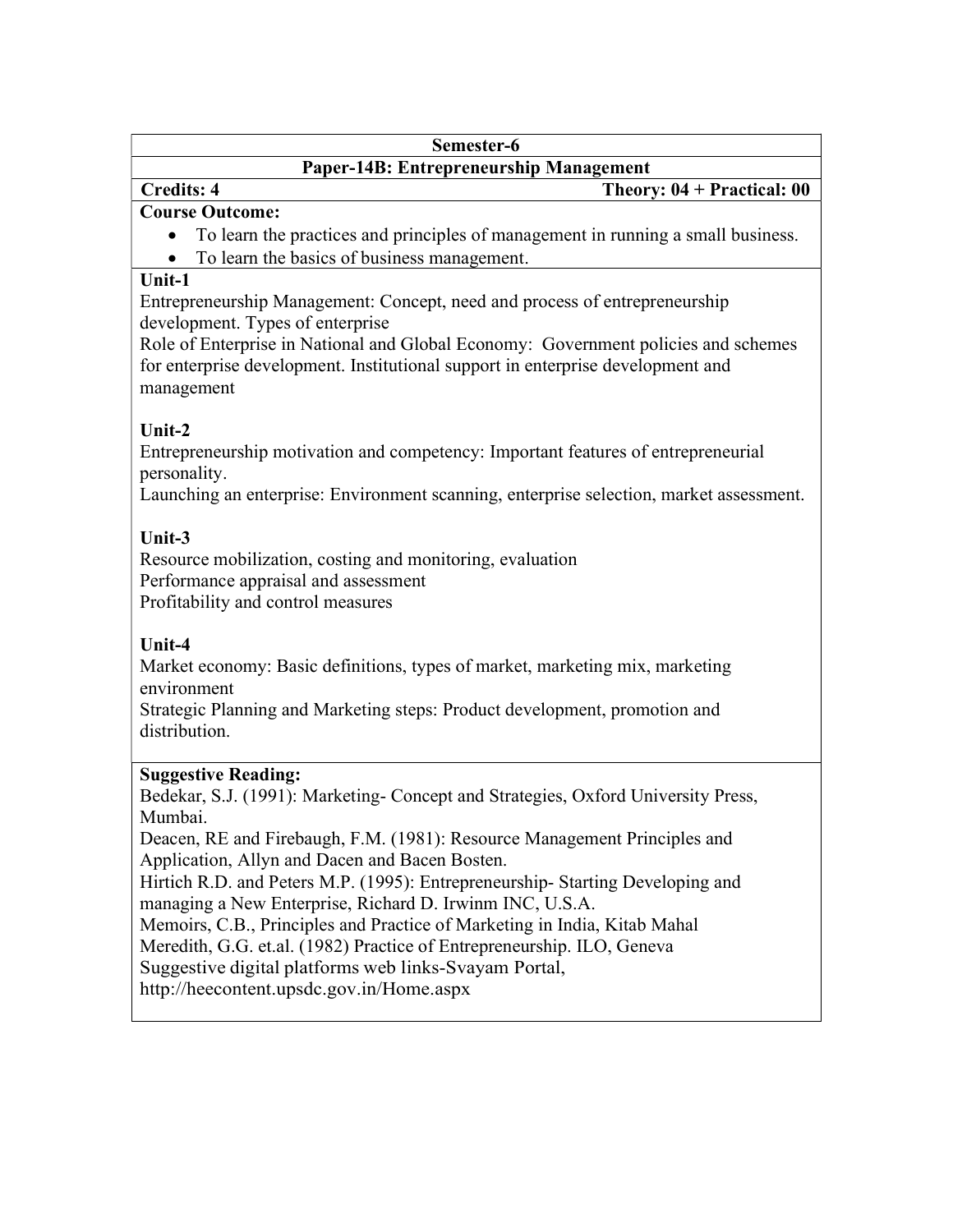## Semester-6

### Paper-14B: Entrepreneurship Management

**Credits: 4** **Theory: 04 + Practical: 00**

**Course Outcome:**

- To learn the practices and principles of management in running a small business.
- To learn the basics of business management.

**Unit-1**

Entrepreneurship Management: Concept, need and process of entrepreneurship development. Types of enterprise

Role of Enterprise in National and Global Economy: Government policies and schemes for enterprise development. Institutional support in enterprise development and management

**Unit-2**

Entrepreneurship motivation and competency: Important features of entrepreneurial personality.

Launching an enterprise: Environment scanning, enterprise selection, market assessment.

**Unit-3**

Resource mobilization, costing and monitoring, evaluation

Performance appraisal and assessment

Profitability and control measures

**Unit-4**

Market economy: Basic definitions, types of market, marketing mix, marketing environment

Strategic Planning and Marketing steps: Product development, promotion and distribution.

**Suggestive Reading:**

Bedekar, S.J. (1991): Marketing- Concept and Strategies, Oxford University Press, Mumbai.

Deacen, RE and Firebaugh, F.M. (1981): Resource Management Principles and Application, Allyn and Dacen and Bacen Bosten.

Hirtich R.D. and Peters M.P. (1995): Entrepreneurship- Starting Developing and managing a New Enterprise, Richard D. Irwinm INC, U.S.A.

Memoirs, C.B., Principles and Practice of Marketing in India, Kitab Mahal

Meredith, G.G. et.al. (1982) Practice of Entrepreneurship. ILO, Geneva

Suggestive digital platforms web links-Svayam Portal, http://heecontent.upsdc.gov.in/Home.aspx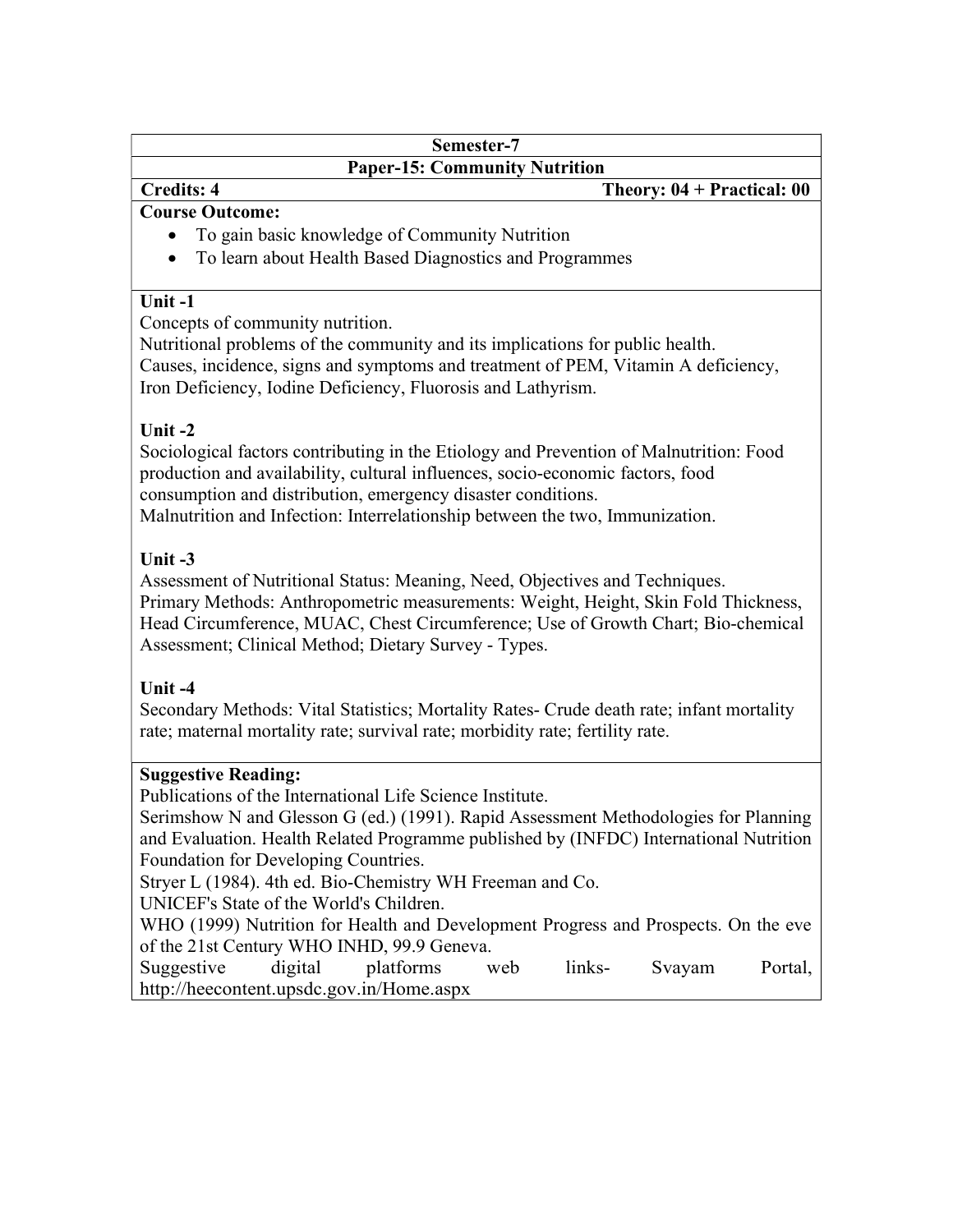## Semester-7

## Paper-15: Community Nutrition

**Credits: 4** **Theory: 04 + Practical: 00**

**Course Outcome:**

- To gain basic knowledge of Community Nutrition
- To learn about Health Based Diagnostics and Programmes

### Unit -1

Concepts of community nutrition.
Nutritional problems of the community and its implications for public health.
Causes, incidence, signs and symptoms and treatment of PEM, Vitamin A deficiency, Iron Deficiency, Iodine Deficiency, Fluorosis and Lathyrism.

### Unit -2

Sociological factors contributing in the Etiology and Prevention of Malnutrition: Food production and availability, cultural influences, socio-economic factors, food consumption and distribution, emergency disaster conditions.
Malnutrition and Infection: Interrelationship between the two, Immunization.

### Unit -3

Assessment of Nutritional Status: Meaning, Need, Objectives and Techniques.
Primary Methods: Anthropometric measurements: Weight, Height, Skin Fold Thickness, Head Circumference, MUAC, Chest Circumference; Use of Growth Chart; Bio-chemical Assessment; Clinical Method; Dietary Survey - Types.

### Unit -4

Secondary Methods: Vital Statistics; Mortality Rates- Crude death rate; infant mortality rate; maternal mortality rate; survival rate; morbidity rate; fertility rate.

**Suggestive Reading:**

Publications of the International Life Science Institute.
Serimshow N and Glesson G (ed.) (1991). Rapid Assessment Methodologies for Planning and Evaluation. Health Related Programme published by (INFDC) International Nutrition Foundation for Developing Countries.
Stryer L (1984). 4th ed. Bio-Chemistry WH Freeman and Co.
UNICEF's State of the World's Children.
WHO (1999) Nutrition for Health and Development Progress and Prospects. On the eve of the 21st Century WHO INHD, 99.9 Geneva.
Suggestive digital platforms web links- Svayam Portal, http://heecontent.upsdc.gov.in/Home.aspx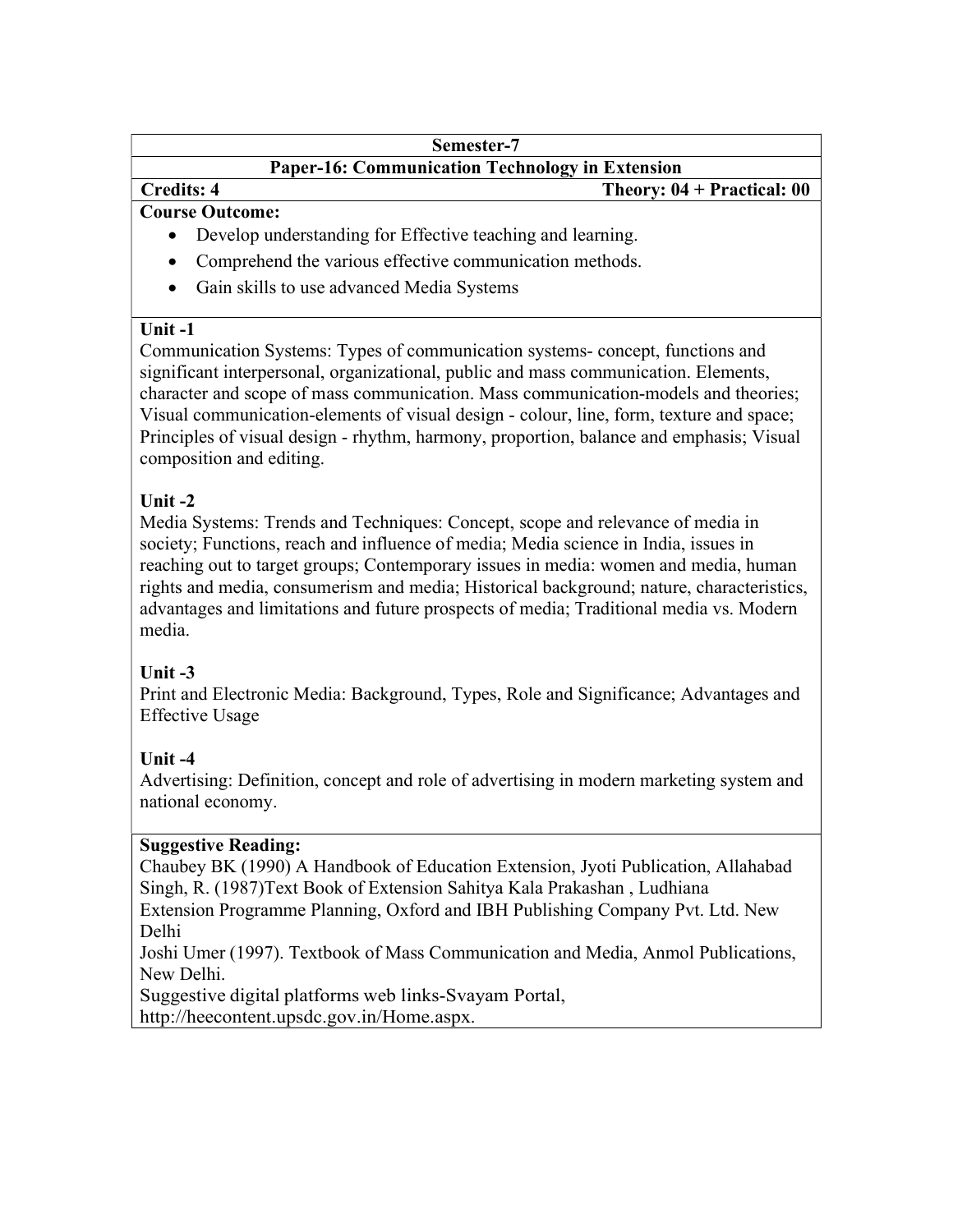**Semester-7**

**Paper-16: Communication Technology in Extension**

**Credits: 4** **Theory: 04 + Practical: 00**

**Course Outcome:**

- Develop understanding for Effective teaching and learning.
- Comprehend the various effective communication methods.
- Gain skills to use advanced Media Systems

**Unit -1**

Communication Systems: Types of communication systems- concept, functions and significant interpersonal, organizational, public and mass communication. Elements, character and scope of mass communication. Mass communication-models and theories; Visual communication-elements of visual design - colour, line, form, texture and space; Principles of visual design - rhythm, harmony, proportion, balance and emphasis; Visual composition and editing.

**Unit -2**

Media Systems: Trends and Techniques: Concept, scope and relevance of media in society; Functions, reach and influence of media; Media science in India, issues in reaching out to target groups; Contemporary issues in media: women and media, human rights and media, consumerism and media; Historical background; nature, characteristics, advantages and limitations and future prospects of media; Traditional media vs. Modern media.

**Unit -3**

Print and Electronic Media: Background, Types, Role and Significance; Advantages and Effective Usage

**Unit -4**

Advertising: Definition, concept and role of advertising in modern marketing system and national economy.

**Suggestive Reading:**

Chaubey BK (1990) A Handbook of Education Extension, Jyoti Publication, Allahabad
Singh, R. (1987)Text Book of Extension Sahitya Kala Prakashan , Ludhiana
Extension Programme Planning, Oxford and IBH Publishing Company Pvt. Ltd. New Delhi
Joshi Umer (1997). Textbook of Mass Communication and Media, Anmol Publications, New Delhi.
Suggestive digital platforms web links-Svayam Portal, http://heecontent.upsdc.gov.in/Home.aspx.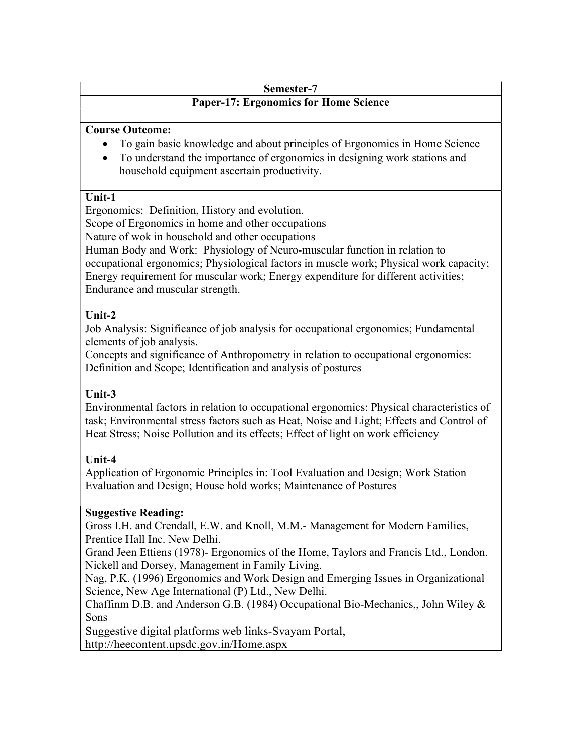## Semester-7

## Paper-17: Ergonomics for Home Science

**Course Outcome:**

- To gain basic knowledge and about principles of Ergonomics in Home Science
- To understand the importance of ergonomics in designing work stations and household equipment ascertain productivity.

**Unit-1**

Ergonomics: Definition, History and evolution.
Scope of Ergonomics in home and other occupations
Nature of wok in household and other occupations
Human Body and Work: Physiology of Neuro-muscular function in relation to occupational ergonomics; Physiological factors in muscle work; Physical work capacity; Energy requirement for muscular work; Energy expenditure for different activities; Endurance and muscular strength.

**Unit-2**

Job Analysis: Significance of job analysis for occupational ergonomics; Fundamental elements of job analysis.
Concepts and significance of Anthropometry in relation to occupational ergonomics: Definition and Scope; Identification and analysis of postures

**Unit-3**

Environmental factors in relation to occupational ergonomics: Physical characteristics of task; Environmental stress factors such as Heat, Noise and Light; Effects and Control of Heat Stress; Noise Pollution and its effects; Effect of light on work efficiency

**Unit-4**

Application of Ergonomic Principles in: Tool Evaluation and Design; Work Station Evaluation and Design; House hold works; Maintenance of Postures

**Suggestive Reading:**

Gross I.H. and Crendall, E.W. and Knoll, M.M.- Management for Modern Families, Prentice Hall Inc. New Delhi.
Grand Jeen Ettiens (1978)- Ergonomics of the Home, Taylors and Francis Ltd., London.
Nickell and Dorsey, Management in Family Living.
Nag, P.K. (1996) Ergonomics and Work Design and Emerging Issues in Organizational Science, New Age International (P) Ltd., New Delhi.
Chaffinm D.B. and Anderson G.B. (1984) Occupational Bio-Mechanics,, John Wiley & Sons
Suggestive digital platforms web links-Svayam Portal,
http://heecontent.upsdc.gov.in/Home.aspx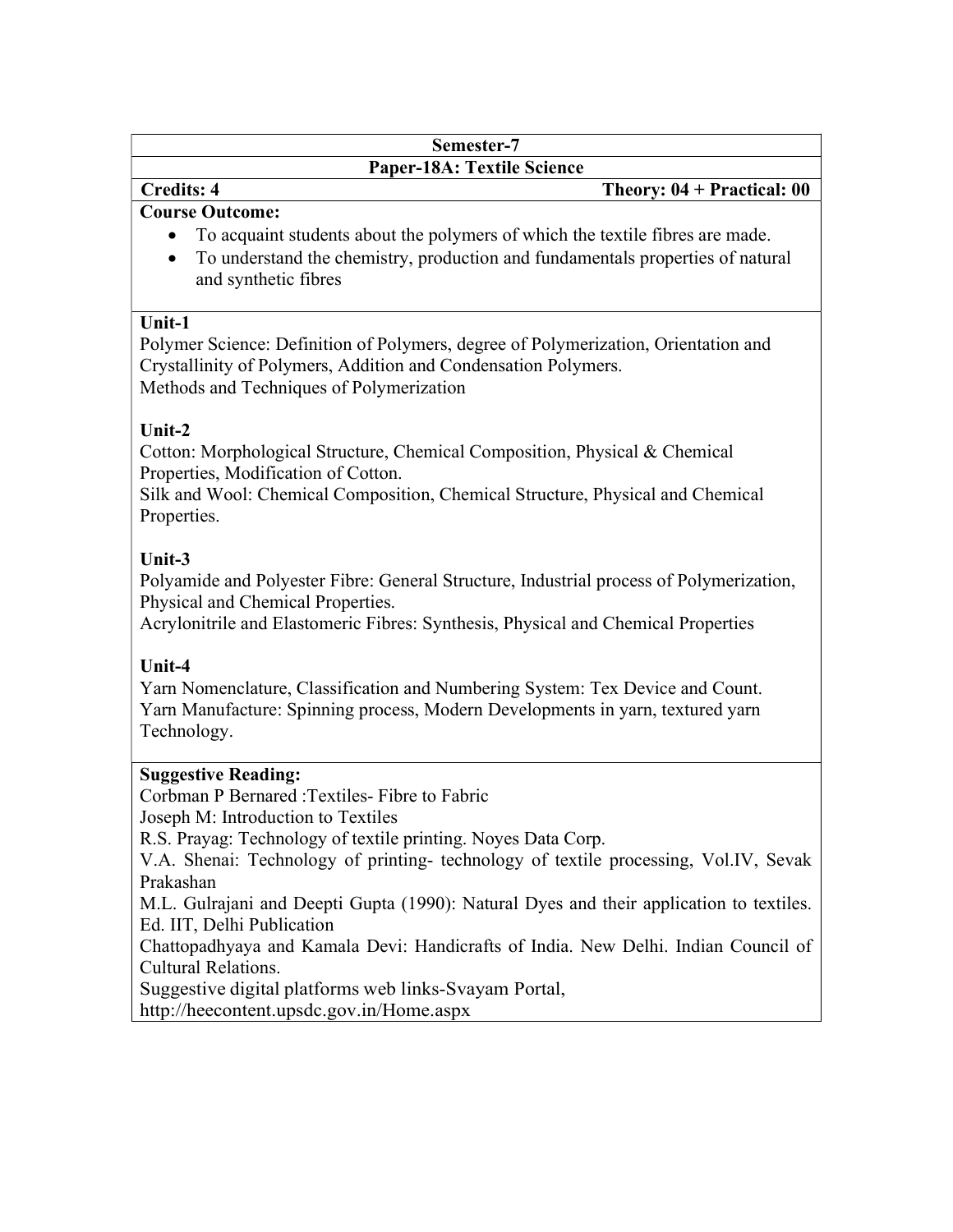**Semester-7**

**Paper-18A: Textile Science**

**Credits: 4** **Theory: 04 + Practical: 00**

**Course Outcome:**

- To acquaint students about the polymers of which the textile fibres are made.
- To understand the chemistry, production and fundamentals properties of natural and synthetic fibres

**Unit-1**

Polymer Science: Definition of Polymers, degree of Polymerization, Orientation and Crystallinity of Polymers, Addition and Condensation Polymers.
Methods and Techniques of Polymerization

**Unit-2**

Cotton: Morphological Structure, Chemical Composition, Physical & Chemical Properties, Modification of Cotton.
Silk and Wool: Chemical Composition, Chemical Structure, Physical and Chemical Properties.

**Unit-3**

Polyamide and Polyester Fibre: General Structure, Industrial process of Polymerization, Physical and Chemical Properties.
Acrylonitrile and Elastomeric Fibres: Synthesis, Physical and Chemical Properties

**Unit-4**

Yarn Nomenclature, Classification and Numbering System: Tex Device and Count.
Yarn Manufacture: Spinning process, Modern Developments in yarn, textured yarn Technology.

**Suggestive Reading:**

Corbman P Bernared :Textiles- Fibre to Fabric
Joseph M: Introduction to Textiles
R.S. Prayag: Technology of textile printing. Noyes Data Corp.
V.A. Shenai: Technology of printing- technology of textile processing, Vol.IV, Sevak Prakashan
M.L. Gulrajani and Deepti Gupta (1990): Natural Dyes and their application to textiles. Ed. IIT, Delhi Publication
Chattopadhyaya and Kamala Devi: Handicrafts of India. New Delhi. Indian Council of Cultural Relations.
Suggestive digital platforms web links-Svayam Portal,
http://heecontent.upsdc.gov.in/Home.aspx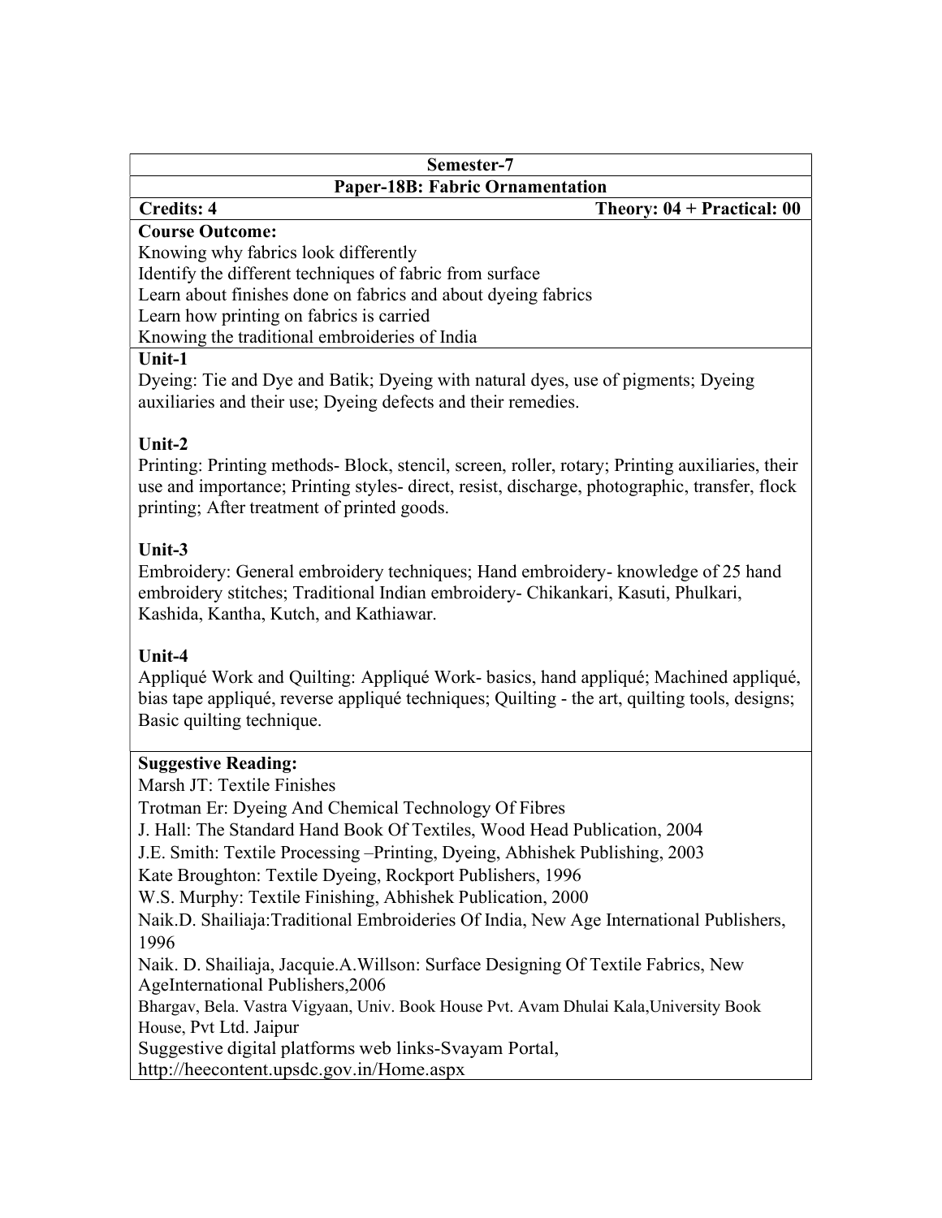| Semester-7 | |
|---|---|
| **Paper-18B: Fabric Ornamentation** | |
| **Credits: 4** | **Theory: 04 + Practical: 00** |

**Course Outcome:**

Knowing why fabrics look differently
Identify the different techniques of fabric from surface
Learn about finishes done on fabrics and about dyeing fabrics
Learn how printing on fabrics is carried
Knowing the traditional embroideries of India

**Unit-1**

Dyeing: Tie and Dye and Batik; Dyeing with natural dyes, use of pigments; Dyeing auxiliaries and their use; Dyeing defects and their remedies.

**Unit-2**

Printing: Printing methods- Block, stencil, screen, roller, rotary; Printing auxiliaries, their use and importance; Printing styles- direct, resist, discharge, photographic, transfer, flock printing; After treatment of printed goods.

**Unit-3**

Embroidery: General embroidery techniques; Hand embroidery- knowledge of 25 hand embroidery stitches; Traditional Indian embroidery- Chikankari, Kasuti, Phulkari, Kashida, Kantha, Kutch, and Kathiawar.

**Unit-4**

Appliqué Work and Quilting: Appliqué Work- basics, hand appliqué; Machined appliqué, bias tape appliqué, reverse appliqué techniques; Quilting - the art, quilting tools, designs; Basic quilting technique.

**Suggestive Reading:**

Marsh JT: Textile Finishes
Trotman Er: Dyeing And Chemical Technology Of Fibres
J. Hall: The Standard Hand Book Of Textiles, Wood Head Publication, 2004
J.E. Smith: Textile Processing –Printing, Dyeing, Abhishek Publishing, 2003
Kate Broughton: Textile Dyeing, Rockport Publishers, 1996
W.S. Murphy: Textile Finishing, Abhishek Publication, 2000
Naik.D. Shailiaja:Traditional Embroideries Of India, New Age International Publishers, 1996
Naik. D. Shailiaja, Jacquie.A.Willson: Surface Designing Of Textile Fabrics, New AgeInternational Publishers,2006
Bhargav, Bela. Vastra Vigyaan, Univ. Book House Pvt. Avam Dhulai Kala,University Book House, Pvt Ltd. Jaipur
Suggestive digital platforms web links-Svayam Portal, http://heecontent.upsdc.gov.in/Home.aspx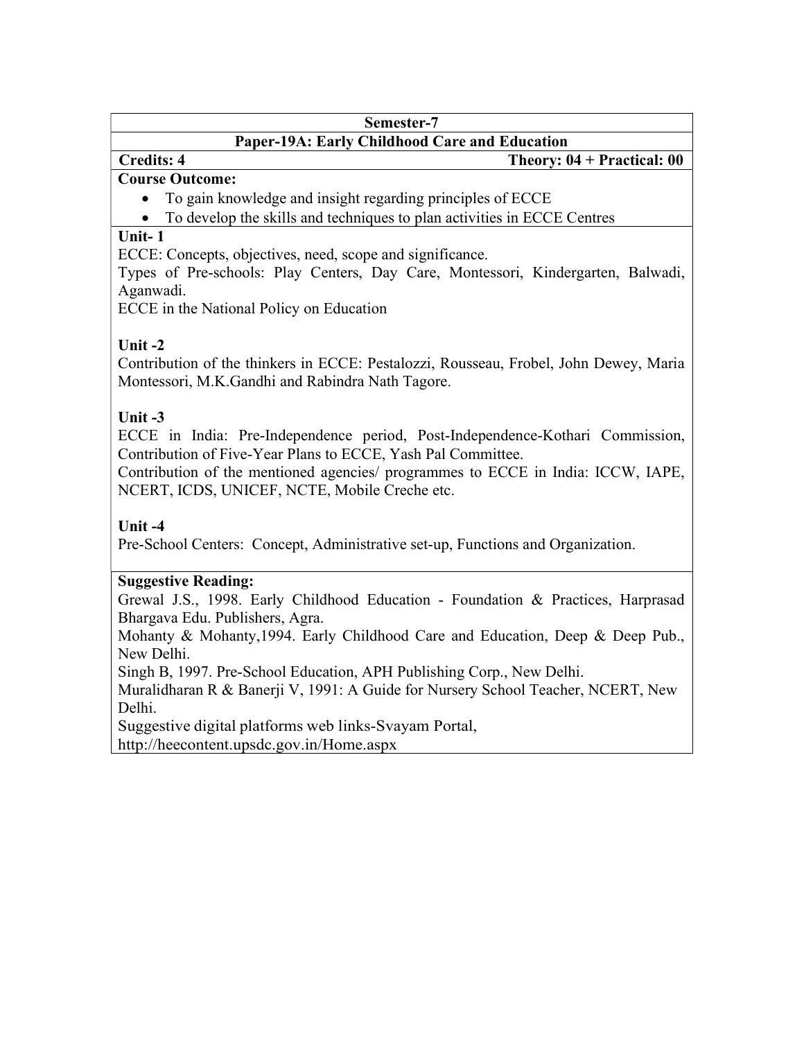**Semester-7**

**Paper-19A: Early Childhood Care and Education**

**Credits: 4** **Theory: 04 + Practical: 00**

**Course Outcome:**

- To gain knowledge and insight regarding principles of ECCE
- To develop the skills and techniques to plan activities in ECCE Centres

**Unit- 1**

ECCE: Concepts, objectives, need, scope and significance.

Types of Pre-schools: Play Centers, Day Care, Montessori, Kindergarten, Balwadi, Aganwadi.

ECCE in the National Policy on Education

**Unit -2**

Contribution of the thinkers in ECCE: Pestalozzi, Rousseau, Frobel, John Dewey, Maria Montessori, M.K.Gandhi and Rabindra Nath Tagore.

**Unit -3**

ECCE in India: Pre-Independence period, Post-Independence-Kothari Commission, Contribution of Five-Year Plans to ECCE, Yash Pal Committee.

Contribution of the mentioned agencies/ programmes to ECCE in India: ICCW, IAPE, NCERT, ICDS, UNICEF, NCTE, Mobile Creche etc.

**Unit -4**

Pre-School Centers: Concept, Administrative set-up, Functions and Organization.

**Suggestive Reading:**

Grewal J.S., 1998. Early Childhood Education - Foundation & Practices, Harprasad Bhargava Edu. Publishers, Agra.

Mohanty & Mohanty,1994. Early Childhood Care and Education, Deep & Deep Pub., New Delhi.

Singh B, 1997. Pre-School Education, APH Publishing Corp., New Delhi.

Muralidharan R & Banerji V, 1991: A Guide for Nursery School Teacher, NCERT, New Delhi.

Suggestive digital platforms web links-Svayam Portal, http://heecontent.upsdc.gov.in/Home.aspx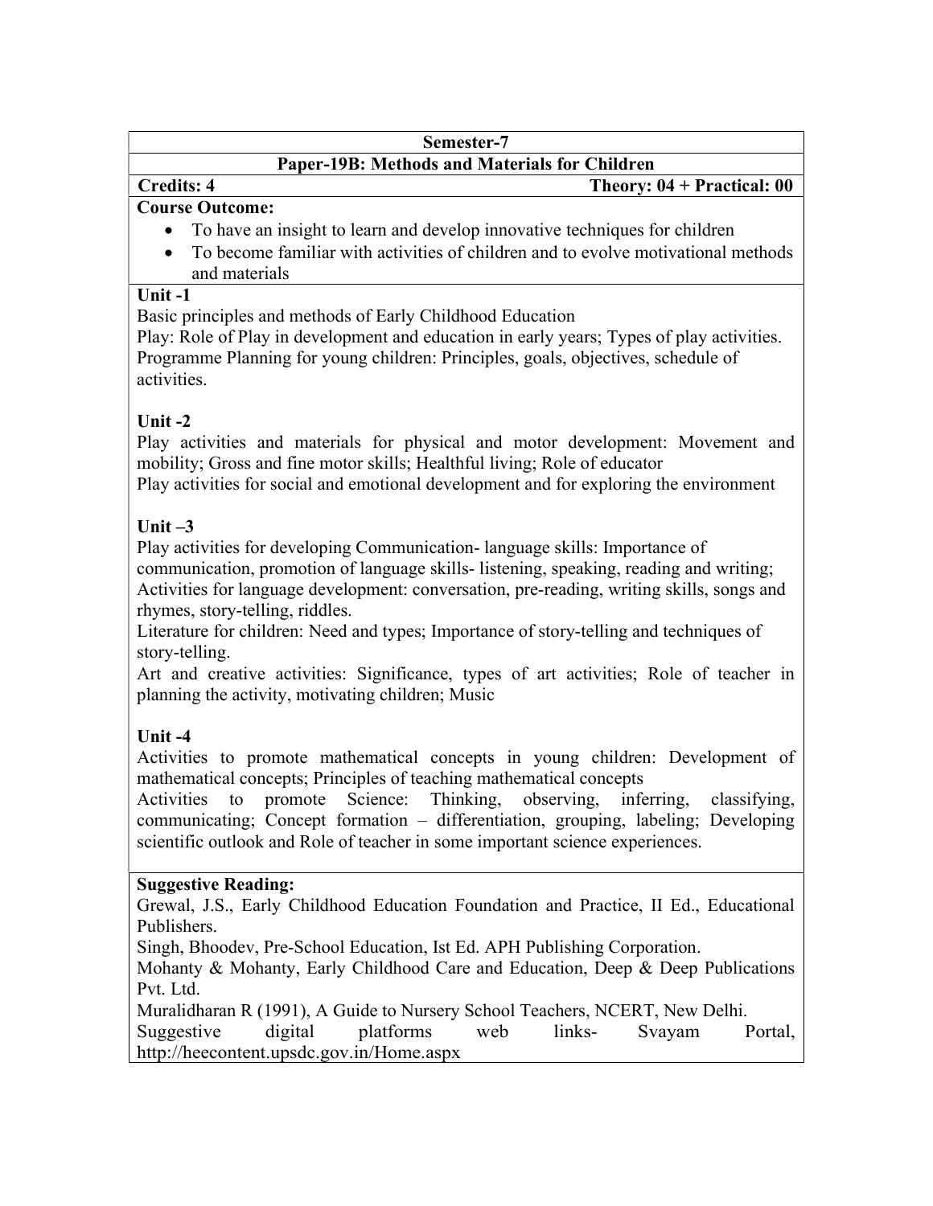**Semester-7**

**Paper-19B: Methods and Materials for Children**

**Credits: 4** **Theory: 04 + Practical: 00**

**Course Outcome:**

- To have an insight to learn and develop innovative techniques for children
- To become familiar with activities of children and to evolve motivational methods and materials

**Unit -1**

Basic principles and methods of Early Childhood Education

Play: Role of Play in development and education in early years; Types of play activities.

Programme Planning for young children: Principles, goals, objectives, schedule of activities.

**Unit -2**

Play activities and materials for physical and motor development: Movement and mobility; Gross and fine motor skills; Healthful living; Role of educator

Play activities for social and emotional development and for exploring the environment

**Unit –3**

Play activities for developing Communication- language skills: Importance of communication, promotion of language skills- listening, speaking, reading and writing; Activities for language development: conversation, pre-reading, writing skills, songs and rhymes, story-telling, riddles.

Literature for children: Need and types; Importance of story-telling and techniques of story-telling.

Art and creative activities: Significance, types of art activities; Role of teacher in planning the activity, motivating children; Music

**Unit -4**

Activities to promote mathematical concepts in young children: Development of mathematical concepts; Principles of teaching mathematical concepts

Activities to promote Science: Thinking, observing, inferring, classifying, communicating; Concept formation – differentiation, grouping, labeling; Developing scientific outlook and Role of teacher in some important science experiences.

**Suggestive Reading:**

Grewal, J.S., Early Childhood Education Foundation and Practice, II Ed., Educational Publishers.

Singh, Bhoodev, Pre-School Education, Ist Ed. APH Publishing Corporation.

Mohanty & Mohanty, Early Childhood Care and Education, Deep & Deep Publications Pvt. Ltd.

Muralidharan R (1991), A Guide to Nursery School Teachers, NCERT, New Delhi.

Suggestive digital platforms web links- Svayam Portal, http://heecontent.upsdc.gov.in/Home.aspx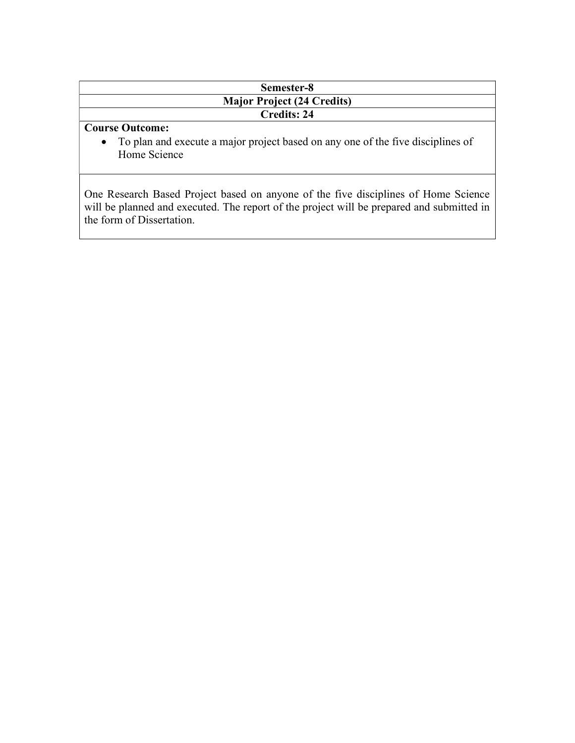| Semester-8 |
| --- |
| **Major Project (24 Credits)** |
| **Credits: 24** |
| **Course Outcome:**<br>• To plan and execute a major project based on any one of the five disciplines of Home Science |
| One Research Based Project based on anyone of the five disciplines of Home Science will be planned and executed. The report of the project will be prepared and submitted in the form of Dissertation. |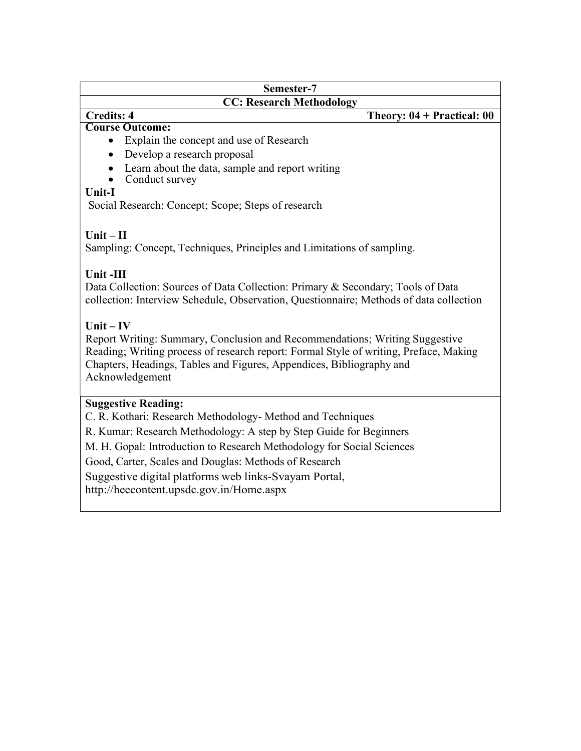**Semester-7**

**CC: Research Methodology**

**Credits: 4** **Theory: 04 + Practical: 00**

**Course Outcome:**

- Explain the concept and use of Research
- Develop a research proposal
- Learn about the data, sample and report writing
- Conduct survey

**Unit-I**

Social Research: Concept; Scope; Steps of research

**Unit – II**

Sampling: Concept, Techniques, Principles and Limitations of sampling.

**Unit -III**

Data Collection: Sources of Data Collection: Primary & Secondary; Tools of Data collection: Interview Schedule, Observation, Questionnaire; Methods of data collection

**Unit – IV**

Report Writing: Summary, Conclusion and Recommendations; Writing Suggestive Reading; Writing process of research report: Formal Style of writing, Preface, Making Chapters, Headings, Tables and Figures, Appendices, Bibliography and Acknowledgement

**Suggestive Reading:**

C. R. Kothari: Research Methodology- Method and Techniques

R. Kumar: Research Methodology: A step by Step Guide for Beginners

M. H. Gopal: Introduction to Research Methodology for Social Sciences

Good, Carter, Scales and Douglas: Methods of Research

Suggestive digital platforms web links-Svayam Portal,
http://heecontent.upsdc.gov.in/Home.aspx